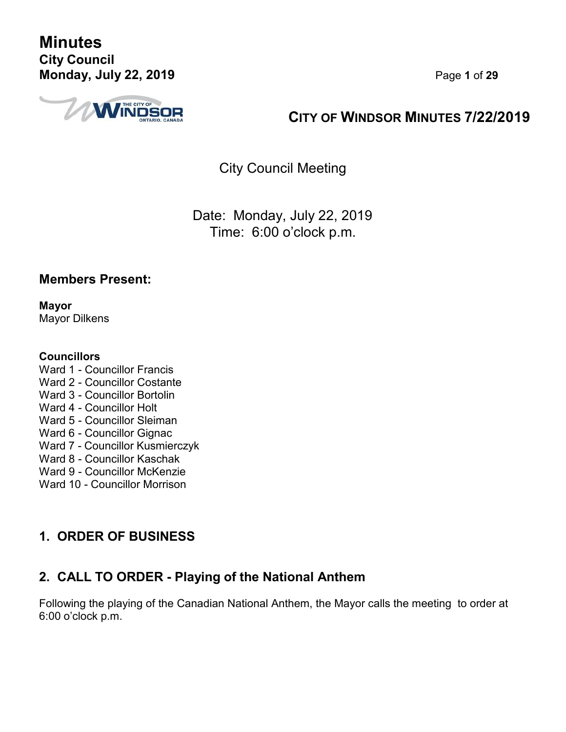# Minutes

**City Council**
**Monday, July 22, 2019**

## CITY OF WINDSOR MINUTES 7/22/2019

City Council Meeting

Date: Monday, July 22, 2019
Time: 6:00 o'clock p.m.

### Members Present:

**Mayor**
Mayor Dilkens

**Councillors**
Ward 1 - Councillor Francis
Ward 2 - Councillor Costante
Ward 3 - Councillor Bortolin
Ward 4 - Councillor Holt
Ward 5 - Councillor Sleiman
Ward 6 - Councillor Gignac
Ward 7 - Councillor Kusmierczyk
Ward 8 - Councillor Kaschak
Ward 9 - Councillor McKenzie
Ward 10 - Councillor Morrison

## 1. ORDER OF BUSINESS

## 2. CALL TO ORDER - Playing of the National Anthem

Following the playing of the Canadian National Anthem, the Mayor calls the meeting to order at 6:00 o'clock p.m.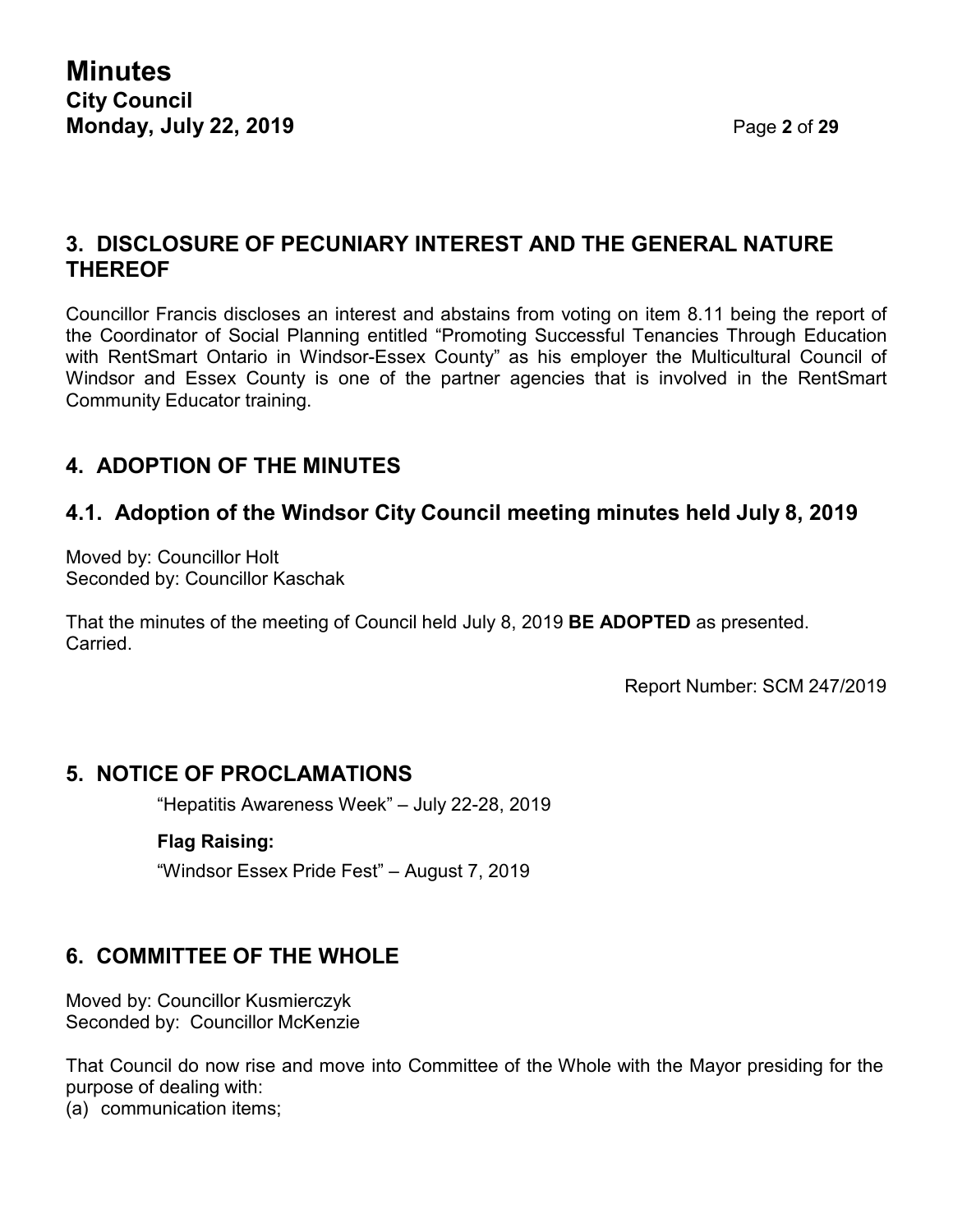## 3. DISCLOSURE OF PECUNIARY INTEREST AND THE GENERAL NATURE THEREOF

Councillor Francis discloses an interest and abstains from voting on item 8.11 being the report of the Coordinator of Social Planning entitled "Promoting Successful Tenancies Through Education with RentSmart Ontario in Windsor-Essex County" as his employer the Multicultural Council of Windsor and Essex County is one of the partner agencies that is involved in the RentSmart Community Educator training.

## 4. ADOPTION OF THE MINUTES

### 4.1. Adoption of the Windsor City Council meeting minutes held July 8, 2019

Moved by: Councillor Holt
Seconded by: Councillor Kaschak

That the minutes of the meeting of Council held July 8, 2019 **BE ADOPTED** as presented.
Carried.

Report Number: SCM 247/2019

## 5. NOTICE OF PROCLAMATIONS

"Hepatitis Awareness Week" – July 22-28, 2019

**Flag Raising:**

"Windsor Essex Pride Fest" – August 7, 2019

## 6. COMMITTEE OF THE WHOLE

Moved by: Councillor Kusmierczyk
Seconded by: Councillor McKenzie

That Council do now rise and move into Committee of the Whole with the Mayor presiding for the purpose of dealing with:
(a) communication items;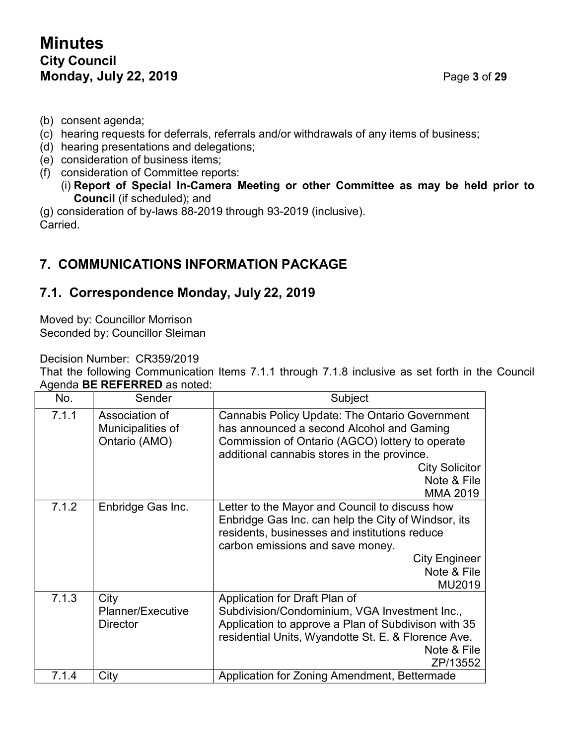(b) consent agenda;
(c) hearing requests for deferrals, referrals and/or withdrawals of any items of business;
(d) hearing presentations and delegations;
(e) consideration of business items;
(f) consideration of Committee reports:
    (i) **Report of Special In-Camera Meeting or other Committee as may be held prior to Council** (if scheduled); and
(g) consideration of by-laws 88-2019 through 93-2019 (inclusive).
Carried.

## 7. COMMUNICATIONS INFORMATION PACKAGE

## 7.1. Correspondence Monday, July 22, 2019

Moved by: Councillor Morrison
Seconded by: Councillor Sleiman

Decision Number: CR359/2019
That the following Communication Items 7.1.1 through 7.1.8 inclusive as set forth in the Council Agenda **BE REFERRED** as noted:

| No. | Sender | Subject |
| --- | --- | --- |
| 7.1.1 | Association of Municipalities of Ontario (AMO) | Cannabis Policy Update: The Ontario Government has announced a second Alcohol and Gaming Commission of Ontario (AGCO) lottery to operate additional cannabis stores in the province. City Solicitor Note & File MMA 2019 |
| 7.1.2 | Enbridge Gas Inc. | Letter to the Mayor and Council to discuss how Enbridge Gas Inc. can help the City of Windsor, its residents, businesses and institutions reduce carbon emissions and save money. City Engineer Note & File MU2019 |
| 7.1.3 | City Planner/Executive Director | Application for Draft Plan of Subdivision/Condominium, VGA Investment Inc., Application to approve a Plan of Subdivison with 35 residential Units, Wyandotte St. E. & Florence Ave. Note & File ZP/13552 |
| 7.1.4 | City | Application for Zoning Amendment, Bettermade |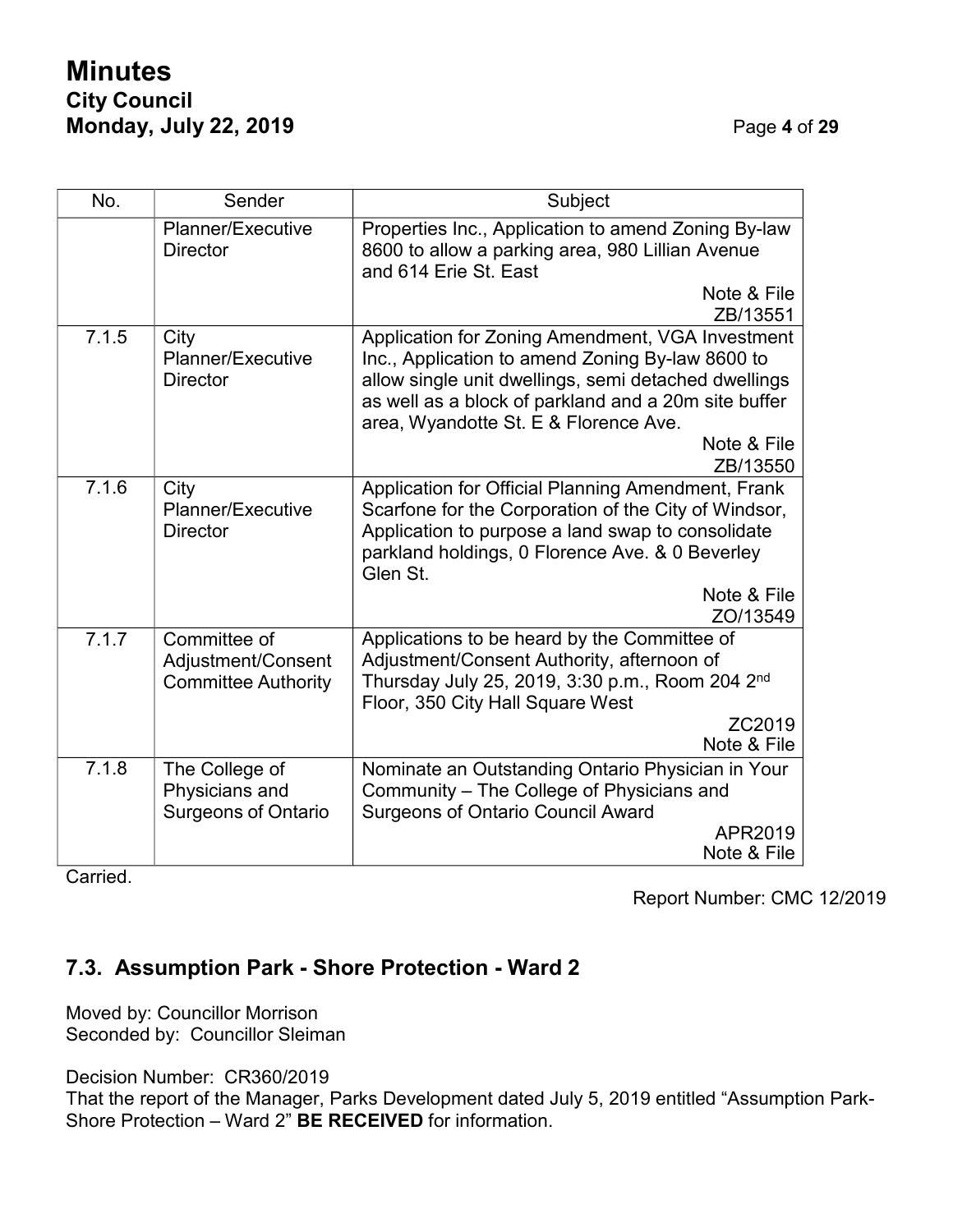| No. | Sender | Subject |
|---|---|---|
| | Planner/Executive Director | Properties Inc., Application to amend Zoning By-law 8600 to allow a parking area, 980 Lillian Avenue and 614 Erie St. East<br>Note & File<br>ZB/13551 |
| 7.1.5 | City Planner/Executive Director | Application for Zoning Amendment, VGA Investment Inc., Application to amend Zoning By-law 8600 to allow single unit dwellings, semi detached dwellings as well as a block of parkland and a 20m site buffer area, Wyandotte St. E & Florence Ave.<br>Note & File<br>ZB/13550 |
| 7.1.6 | City Planner/Executive Director | Application for Official Planning Amendment, Frank Scarfone for the Corporation of the City of Windsor, Application to purpose a land swap to consolidate parkland holdings, 0 Florence Ave. & 0 Beverley Glen St.<br>Note & File<br>ZO/13549 |
| 7.1.7 | Committee of Adjustment/Consent Committee Authority | Applications to be heard by the Committee of Adjustment/Consent Authority, afternoon of Thursday July 25, 2019, 3:30 p.m., Room 204 2nd Floor, 350 City Hall Square West<br>ZC2019<br>Note & File |
| 7.1.8 | The College of Physicians and Surgeons of Ontario | Nominate an Outstanding Ontario Physician in Your Community – The College of Physicians and Surgeons of Ontario Council Award<br>APR2019<br>Note & File |

Carried.

Report Number: CMC 12/2019

## 7.3. Assumption Park - Shore Protection - Ward 2

Moved by: Councillor Morrison
Seconded by: Councillor Sleiman

Decision Number: CR360/2019
That the report of the Manager, Parks Development dated July 5, 2019 entitled "Assumption Park-Shore Protection – Ward 2" **BE RECEIVED** for information.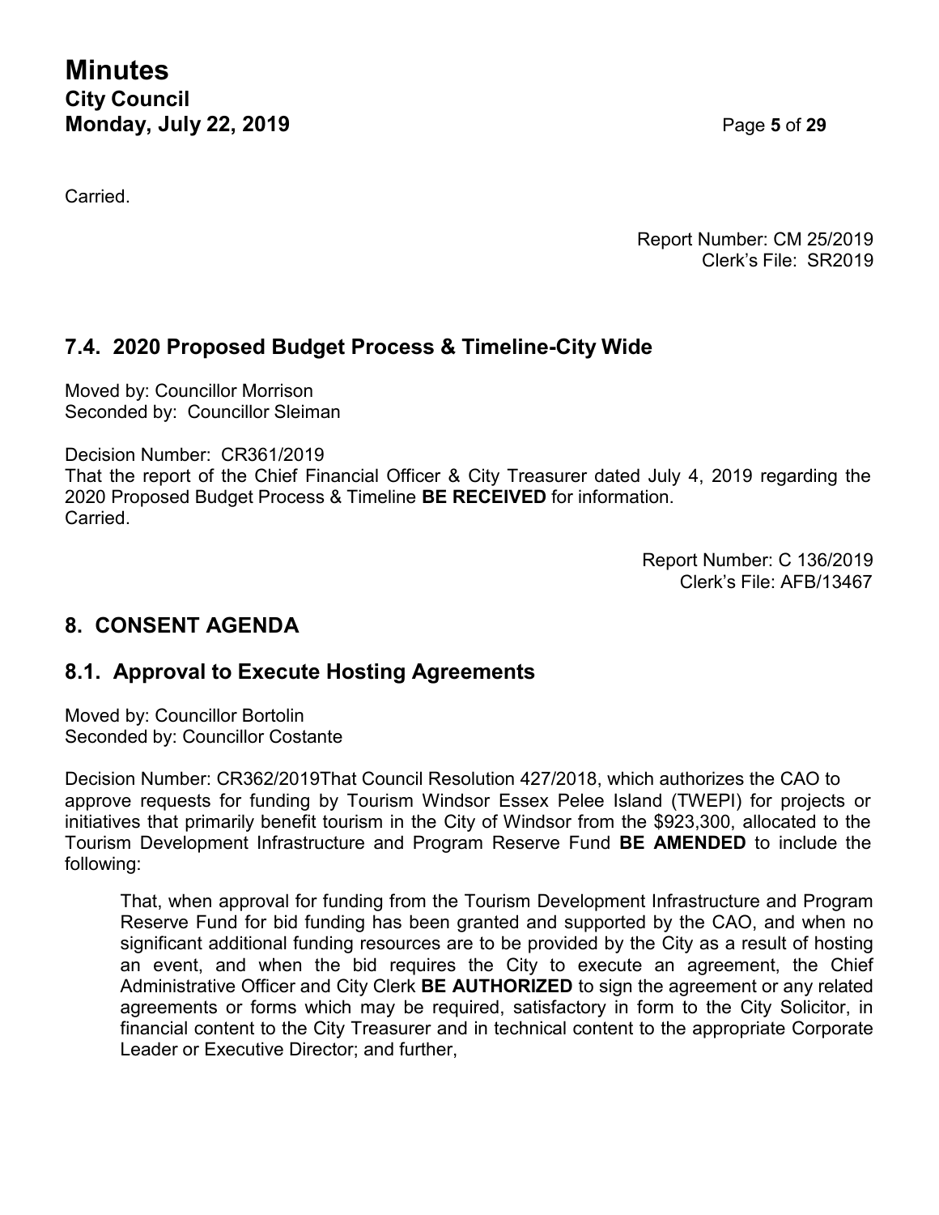Carried.

Report Number: CM 25/2019
Clerk's File: SR2019

## 7.4. 2020 Proposed Budget Process & Timeline-City Wide

Moved by: Councillor Morrison
Seconded by: Councillor Sleiman

Decision Number: CR361/2019
That the report of the Chief Financial Officer & City Treasurer dated July 4, 2019 regarding the 2020 Proposed Budget Process & Timeline **BE RECEIVED** for information.
Carried.

Report Number: C 136/2019
Clerk's File: AFB/13467

# 8. CONSENT AGENDA

## 8.1. Approval to Execute Hosting Agreements

Moved by: Councillor Bortolin
Seconded by: Councillor Costante

Decision Number: CR362/2019That Council Resolution 427/2018, which authorizes the CAO to approve requests for funding by Tourism Windsor Essex Pelee Island (TWEPI) for projects or initiatives that primarily benefit tourism in the City of Windsor from the $923,300, allocated to the Tourism Development Infrastructure and Program Reserve Fund **BE AMENDED** to include the following:

> That, when approval for funding from the Tourism Development Infrastructure and Program Reserve Fund for bid funding has been granted and supported by the CAO, and when no significant additional funding resources are to be provided by the City as a result of hosting an event, and when the bid requires the City to execute an agreement, the Chief Administrative Officer and City Clerk **BE AUTHORIZED** to sign the agreement or any related agreements or forms which may be required, satisfactory in form to the City Solicitor, in financial content to the City Treasurer and in technical content to the appropriate Corporate Leader or Executive Director; and further,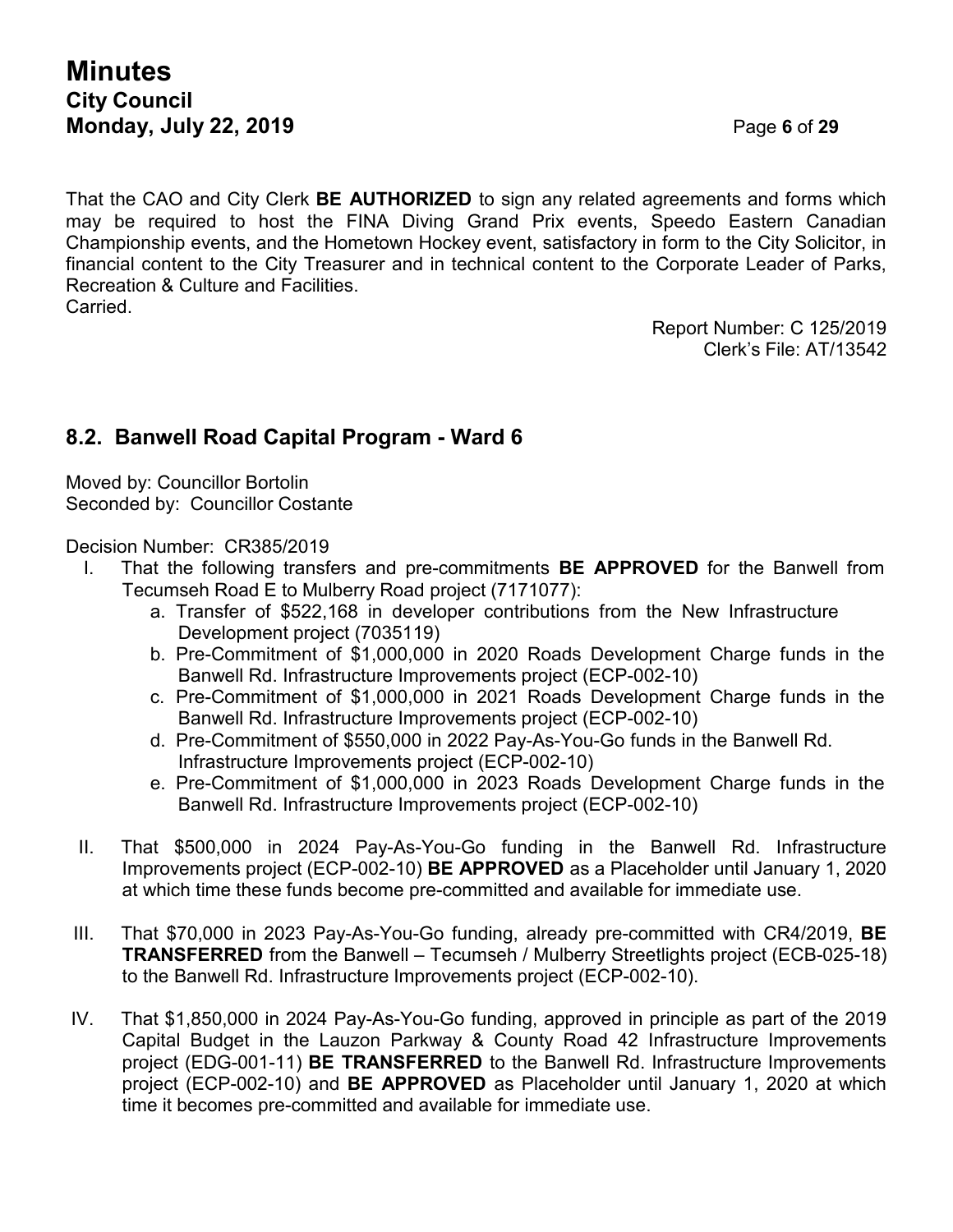That the CAO and City Clerk **BE AUTHORIZED** to sign any related agreements and forms which may be required to host the FINA Diving Grand Prix events, Speedo Eastern Canadian Championship events, and the Hometown Hockey event, satisfactory in form to the City Solicitor, in financial content to the City Treasurer and in technical content to the Corporate Leader of Parks, Recreation & Culture and Facilities.
Carried.

Report Number: C 125/2019
Clerk's File: AT/13542

## 8.2. Banwell Road Capital Program - Ward 6

Moved by: Councillor Bortolin
Seconded by: Councillor Costante

Decision Number: CR385/2019

I. That the following transfers and pre-commitments **BE APPROVED** for the Banwell from Tecumseh Road E to Mulberry Road project (7171077):
   a. Transfer of $522,168 in developer contributions from the New Infrastructure Development project (7035119)
   b. Pre-Commitment of $1,000,000 in 2020 Roads Development Charge funds in the Banwell Rd. Infrastructure Improvements project (ECP-002-10)
   c. Pre-Commitment of $1,000,000 in 2021 Roads Development Charge funds in the Banwell Rd. Infrastructure Improvements project (ECP-002-10)
   d. Pre-Commitment of $550,000 in 2022 Pay-As-You-Go funds in the Banwell Rd. Infrastructure Improvements project (ECP-002-10)
   e. Pre-Commitment of $1,000,000 in 2023 Roads Development Charge funds in the Banwell Rd. Infrastructure Improvements project (ECP-002-10)

II. That $500,000 in 2024 Pay-As-You-Go funding in the Banwell Rd. Infrastructure Improvements project (ECP-002-10) **BE APPROVED** as a Placeholder until January 1, 2020 at which time these funds become pre-committed and available for immediate use.

III. That $70,000 in 2023 Pay-As-You-Go funding, already pre-committed with CR4/2019, **BE TRANSFERRED** from the Banwell – Tecumseh / Mulberry Streetlights project (ECB-025-18) to the Banwell Rd. Infrastructure Improvements project (ECP-002-10).

IV. That $1,850,000 in 2024 Pay-As-You-Go funding, approved in principle as part of the 2019 Capital Budget in the Lauzon Parkway & County Road 42 Infrastructure Improvements project (EDG-001-11) **BE TRANSFERRED** to the Banwell Rd. Infrastructure Improvements project (ECP-002-10) and **BE APPROVED** as Placeholder until January 1, 2020 at which time it becomes pre-committed and available for immediate use.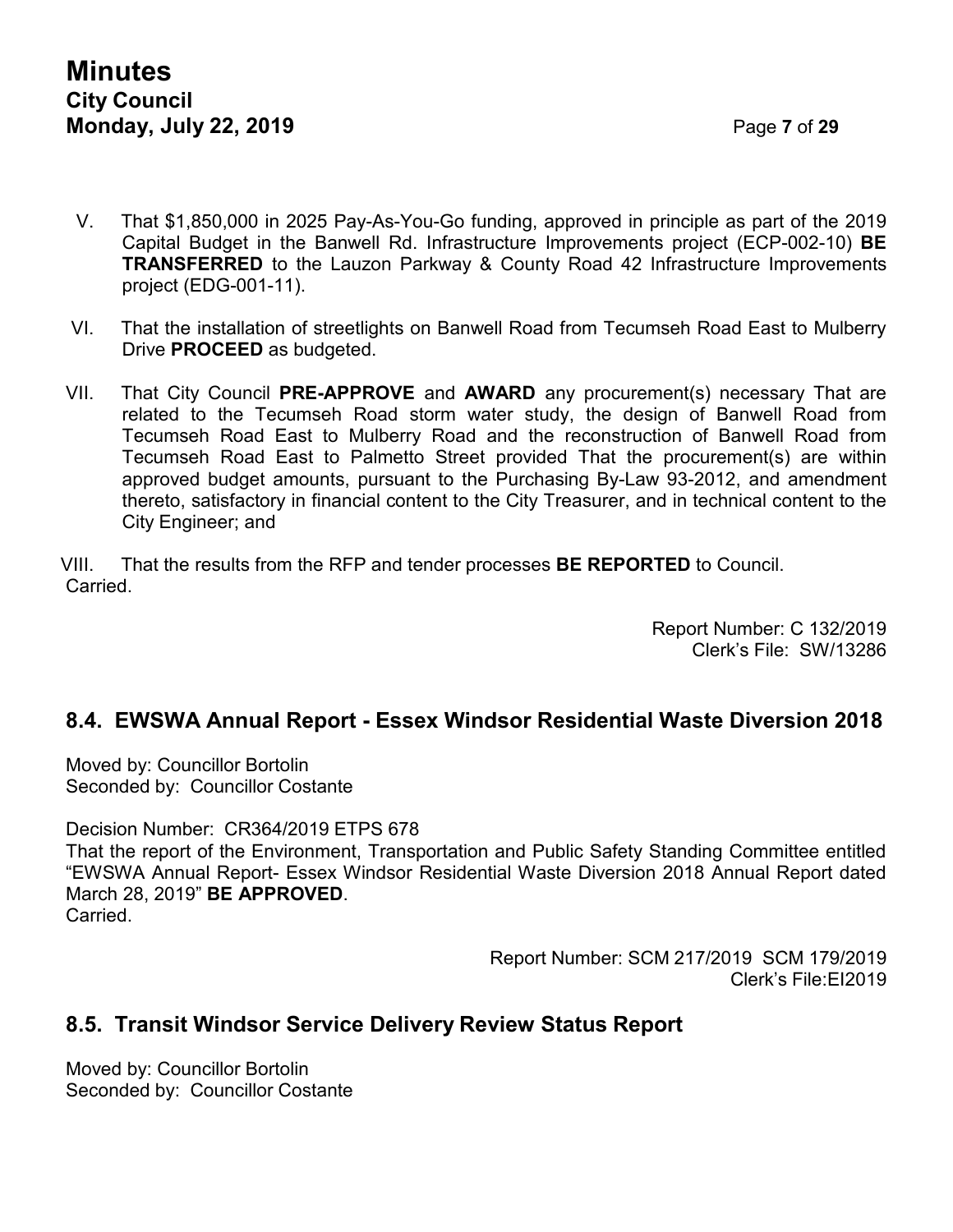V. That $1,850,000 in 2025 Pay-As-You-Go funding, approved in principle as part of the 2019 Capital Budget in the Banwell Rd. Infrastructure Improvements project (ECP-002-10) **BE TRANSFERRED** to the Lauzon Parkway & County Road 42 Infrastructure Improvements project (EDG-001-11).

VI. That the installation of streetlights on Banwell Road from Tecumseh Road East to Mulberry Drive **PROCEED** as budgeted.

VII. That City Council **PRE-APPROVE** and **AWARD** any procurement(s) necessary That are related to the Tecumseh Road storm water study, the design of Banwell Road from Tecumseh Road East to Mulberry Road and the reconstruction of Banwell Road from Tecumseh Road East to Palmetto Street provided That the procurement(s) are within approved budget amounts, pursuant to the Purchasing By-Law 93-2012, and amendment thereto, satisfactory in financial content to the City Treasurer, and in technical content to the City Engineer; and

VIII. That the results from the RFP and tender processes **BE REPORTED** to Council.

Carried.

Report Number: C 132/2019
Clerk's File: SW/13286

## 8.4. EWSWA Annual Report - Essex Windsor Residential Waste Diversion 2018

Moved by: Councillor Bortolin
Seconded by: Councillor Costante

Decision Number: CR364/2019 ETPS 678
That the report of the Environment, Transportation and Public Safety Standing Committee entitled "EWSWA Annual Report- Essex Windsor Residential Waste Diversion 2018 Annual Report dated March 28, 2019" **BE APPROVED**.
Carried.

Report Number: SCM 217/2019 SCM 179/2019
Clerk's File:EI2019

## 8.5. Transit Windsor Service Delivery Review Status Report

Moved by: Councillor Bortolin
Seconded by: Councillor Costante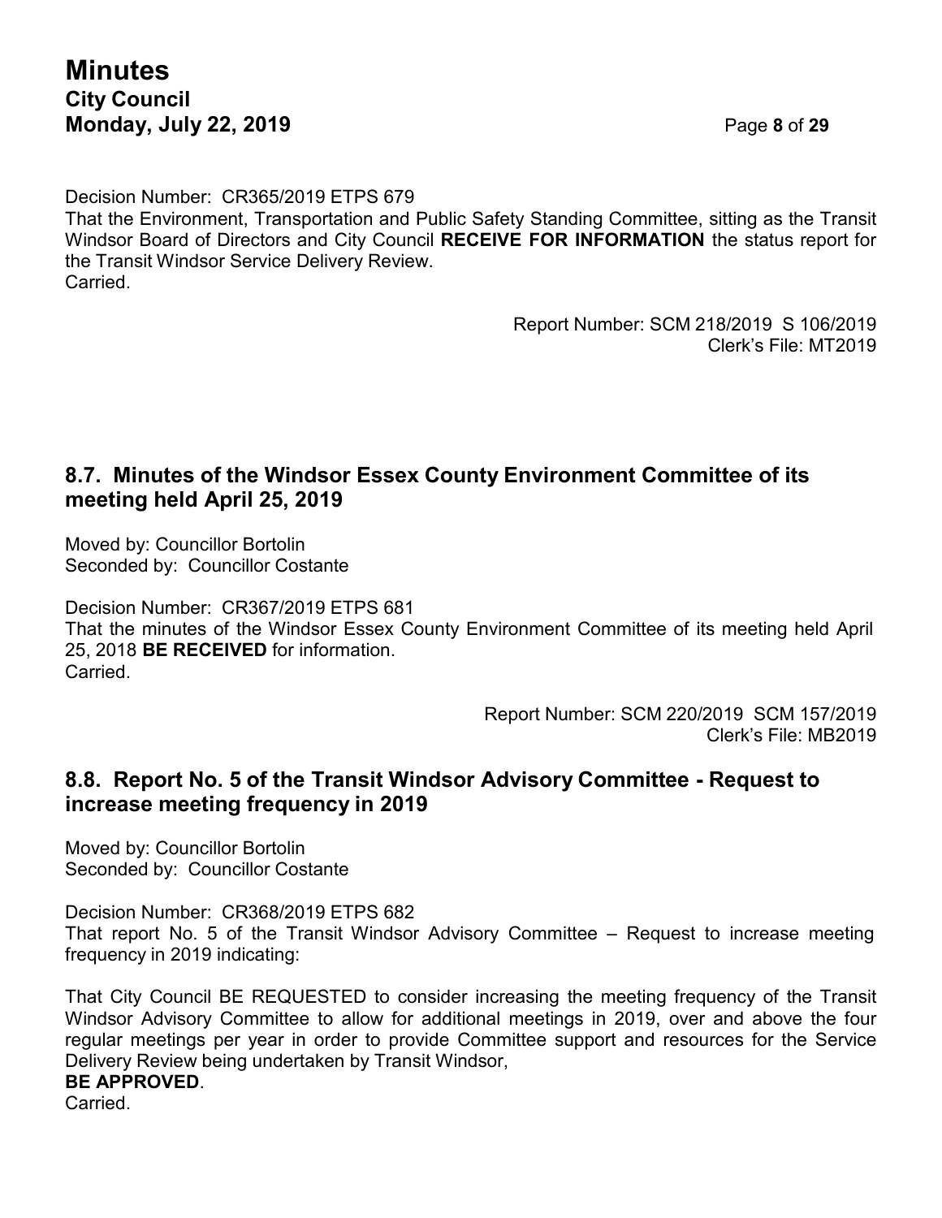Decision Number: CR365/2019 ETPS 679
That the Environment, Transportation and Public Safety Standing Committee, sitting as the Transit Windsor Board of Directors and City Council **RECEIVE FOR INFORMATION** the status report for the Transit Windsor Service Delivery Review.
Carried.

Report Number: SCM 218/2019 S 106/2019
Clerk's File: MT2019

## 8.7. Minutes of the Windsor Essex County Environment Committee of its meeting held April 25, 2019

Moved by: Councillor Bortolin
Seconded by: Councillor Costante

Decision Number: CR367/2019 ETPS 681
That the minutes of the Windsor Essex County Environment Committee of its meeting held April 25, 2018 **BE RECEIVED** for information.
Carried.

Report Number: SCM 220/2019 SCM 157/2019
Clerk's File: MB2019

## 8.8. Report No. 5 of the Transit Windsor Advisory Committee - Request to increase meeting frequency in 2019

Moved by: Councillor Bortolin
Seconded by: Councillor Costante

Decision Number: CR368/2019 ETPS 682
That report No. 5 of the Transit Windsor Advisory Committee – Request to increase meeting frequency in 2019 indicating:

That City Council BE REQUESTED to consider increasing the meeting frequency of the Transit Windsor Advisory Committee to allow for additional meetings in 2019, over and above the four regular meetings per year in order to provide Committee support and resources for the Service Delivery Review being undertaken by Transit Windsor,
**BE APPROVED**.
Carried.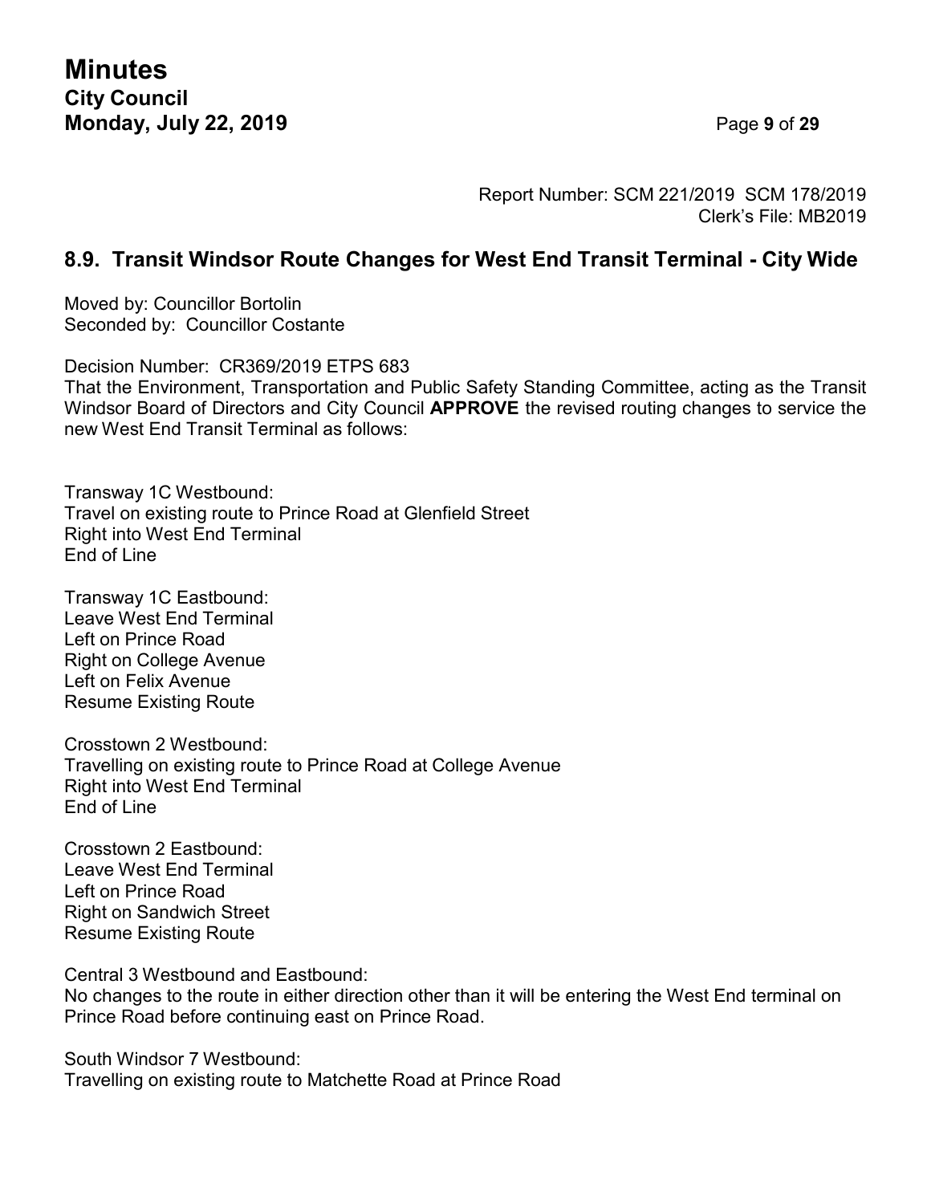Report Number: SCM 221/2019 SCM 178/2019
Clerk's File: MB2019

## 8.9. Transit Windsor Route Changes for West End Transit Terminal - City Wide

Moved by: Councillor Bortolin
Seconded by: Councillor Costante

Decision Number: CR369/2019 ETPS 683
That the Environment, Transportation and Public Safety Standing Committee, acting as the Transit Windsor Board of Directors and City Council **APPROVE** the revised routing changes to service the new West End Transit Terminal as follows:

Transway 1C Westbound:
Travel on existing route to Prince Road at Glenfield Street
Right into West End Terminal
End of Line

Transway 1C Eastbound:
Leave West End Terminal
Left on Prince Road
Right on College Avenue
Left on Felix Avenue
Resume Existing Route

Crosstown 2 Westbound:
Travelling on existing route to Prince Road at College Avenue
Right into West End Terminal
End of Line

Crosstown 2 Eastbound:
Leave West End Terminal
Left on Prince Road
Right on Sandwich Street
Resume Existing Route

Central 3 Westbound and Eastbound:
No changes to the route in either direction other than it will be entering the West End terminal on Prince Road before continuing east on Prince Road.

South Windsor 7 Westbound:
Travelling on existing route to Matchette Road at Prince Road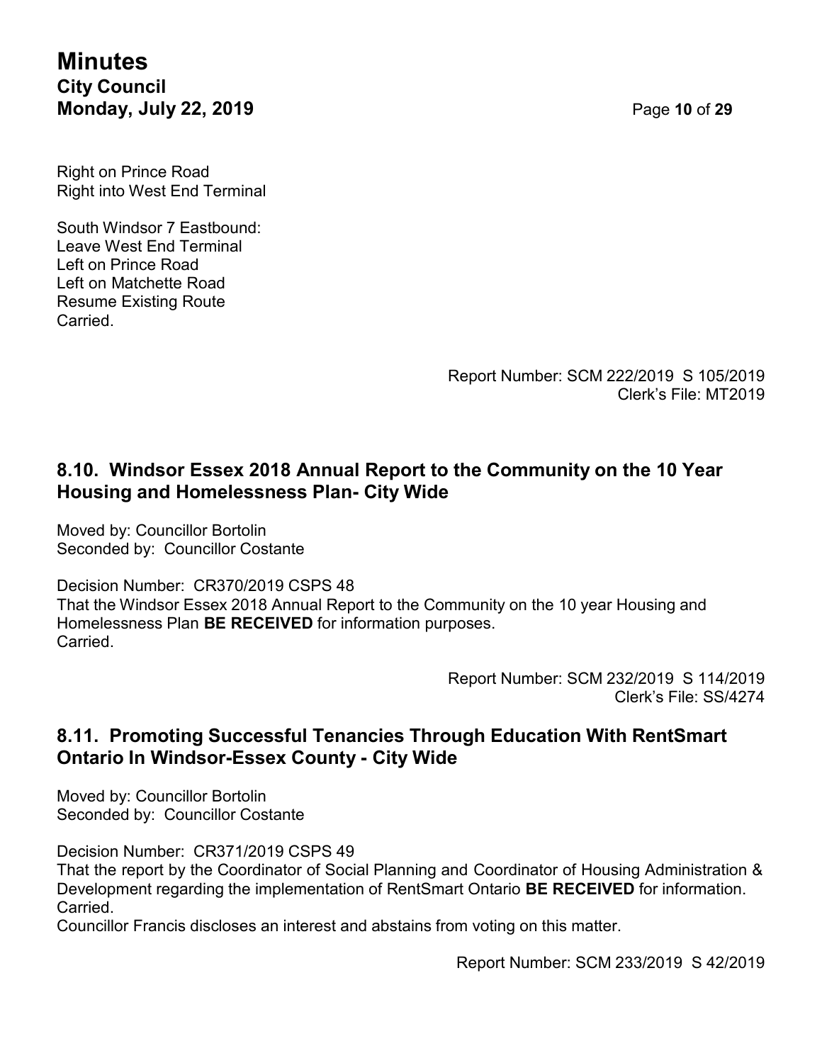Right on Prince Road
Right into West End Terminal

South Windsor 7 Eastbound:
Leave West End Terminal
Left on Prince Road
Left on Matchette Road
Resume Existing Route
Carried.

Report Number: SCM 222/2019 S 105/2019
Clerk's File: MT2019

## 8.10. Windsor Essex 2018 Annual Report to the Community on the 10 Year Housing and Homelessness Plan- City Wide

Moved by: Councillor Bortolin
Seconded by: Councillor Costante

Decision Number: CR370/2019 CSPS 48
That the Windsor Essex 2018 Annual Report to the Community on the 10 year Housing and Homelessness Plan **BE RECEIVED** for information purposes.
Carried.

Report Number: SCM 232/2019 S 114/2019
Clerk's File: SS/4274

## 8.11. Promoting Successful Tenancies Through Education With RentSmart Ontario In Windsor-Essex County - City Wide

Moved by: Councillor Bortolin
Seconded by: Councillor Costante

Decision Number: CR371/2019 CSPS 49
That the report by the Coordinator of Social Planning and Coordinator of Housing Administration & Development regarding the implementation of RentSmart Ontario **BE RECEIVED** for information.
Carried.
Councillor Francis discloses an interest and abstains from voting on this matter.

Report Number: SCM 233/2019 S 42/2019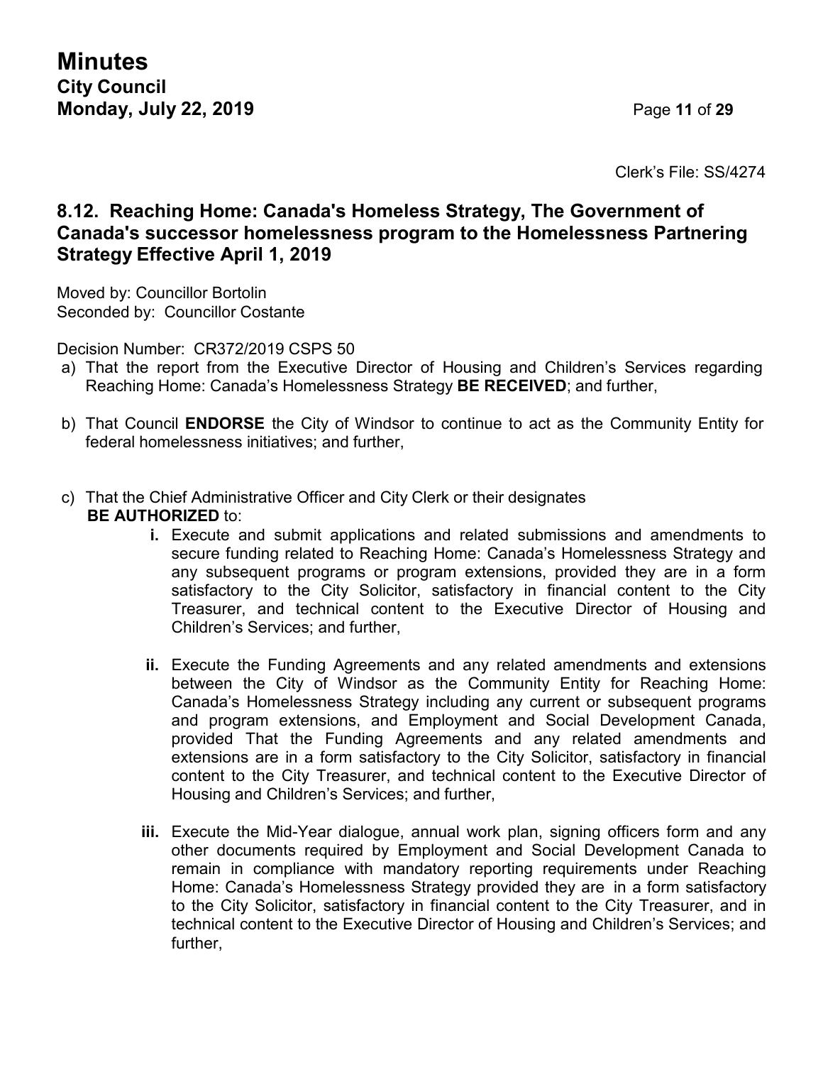Clerk's File: SS/4274

## 8.12. Reaching Home: Canada's Homeless Strategy, The Government of Canada's successor homelessness program to the Homelessness Partnering Strategy Effective April 1, 2019

Moved by: Councillor Bortolin
Seconded by: Councillor Costante

Decision Number: CR372/2019 CSPS 50

a) That the report from the Executive Director of Housing and Children's Services regarding Reaching Home: Canada's Homelessness Strategy **BE RECEIVED**; and further,

b) That Council **ENDORSE** the City of Windsor to continue to act as the Community Entity for federal homelessness initiatives; and further,

c) That the Chief Administrative Officer and City Clerk or their designates **BE AUTHORIZED** to:

   **i.** Execute and submit applications and related submissions and amendments to secure funding related to Reaching Home: Canada's Homelessness Strategy and any subsequent programs or program extensions, provided they are in a form satisfactory to the City Solicitor, satisfactory in financial content to the City Treasurer, and technical content to the Executive Director of Housing and Children's Services; and further,

   **ii.** Execute the Funding Agreements and any related amendments and extensions between the City of Windsor as the Community Entity for Reaching Home: Canada's Homelessness Strategy including any current or subsequent programs and program extensions, and Employment and Social Development Canada, provided That the Funding Agreements and any related amendments and extensions are in a form satisfactory to the City Solicitor, satisfactory in financial content to the City Treasurer, and technical content to the Executive Director of Housing and Children's Services; and further,

   **iii.** Execute the Mid-Year dialogue, annual work plan, signing officers form and any other documents required by Employment and Social Development Canada to remain in compliance with mandatory reporting requirements under Reaching Home: Canada's Homelessness Strategy provided they are in a form satisfactory to the City Solicitor, satisfactory in financial content to the City Treasurer, and in technical content to the Executive Director of Housing and Children's Services; and further,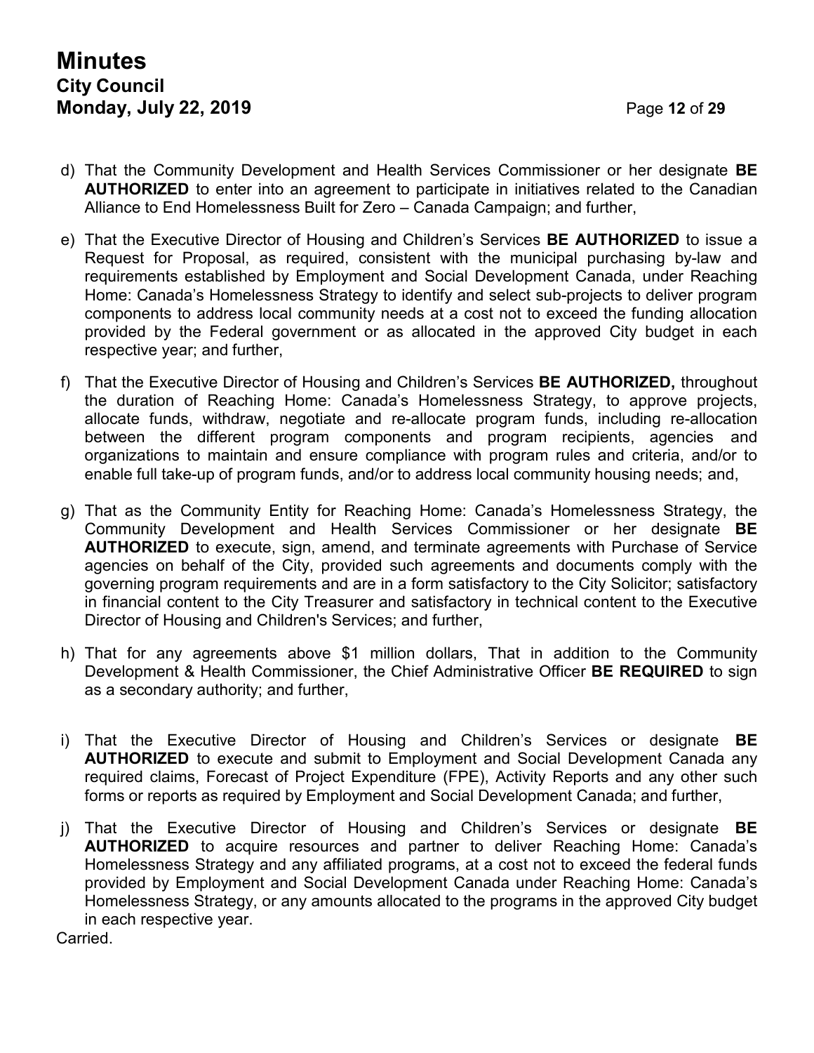d) That the Community Development and Health Services Commissioner or her designate **BE AUTHORIZED** to enter into an agreement to participate in initiatives related to the Canadian Alliance to End Homelessness Built for Zero – Canada Campaign; and further,

e) That the Executive Director of Housing and Children's Services **BE AUTHORIZED** to issue a Request for Proposal, as required, consistent with the municipal purchasing by-law and requirements established by Employment and Social Development Canada, under Reaching Home: Canada's Homelessness Strategy to identify and select sub-projects to deliver program components to address local community needs at a cost not to exceed the funding allocation provided by the Federal government or as allocated in the approved City budget in each respective year; and further,

f) That the Executive Director of Housing and Children's Services **BE AUTHORIZED,** throughout the duration of Reaching Home: Canada's Homelessness Strategy, to approve projects, allocate funds, withdraw, negotiate and re-allocate program funds, including re-allocation between the different program components and program recipients, agencies and organizations to maintain and ensure compliance with program rules and criteria, and/or to enable full take-up of program funds, and/or to address local community housing needs; and,

g) That as the Community Entity for Reaching Home: Canada's Homelessness Strategy, the Community Development and Health Services Commissioner or her designate **BE AUTHORIZED** to execute, sign, amend, and terminate agreements with Purchase of Service agencies on behalf of the City, provided such agreements and documents comply with the governing program requirements and are in a form satisfactory to the City Solicitor; satisfactory in financial content to the City Treasurer and satisfactory in technical content to the Executive Director of Housing and Children's Services; and further,

h) That for any agreements above $1 million dollars, That in addition to the Community Development & Health Commissioner, the Chief Administrative Officer **BE REQUIRED** to sign as a secondary authority; and further,

i) That the Executive Director of Housing and Children's Services or designate **BE AUTHORIZED** to execute and submit to Employment and Social Development Canada any required claims, Forecast of Project Expenditure (FPE), Activity Reports and any other such forms or reports as required by Employment and Social Development Canada; and further,

j) That the Executive Director of Housing and Children's Services or designate **BE AUTHORIZED** to acquire resources and partner to deliver Reaching Home: Canada's Homelessness Strategy and any affiliated programs, at a cost not to exceed the federal funds provided by Employment and Social Development Canada under Reaching Home: Canada's Homelessness Strategy, or any amounts allocated to the programs in the approved City budget in each respective year.

Carried.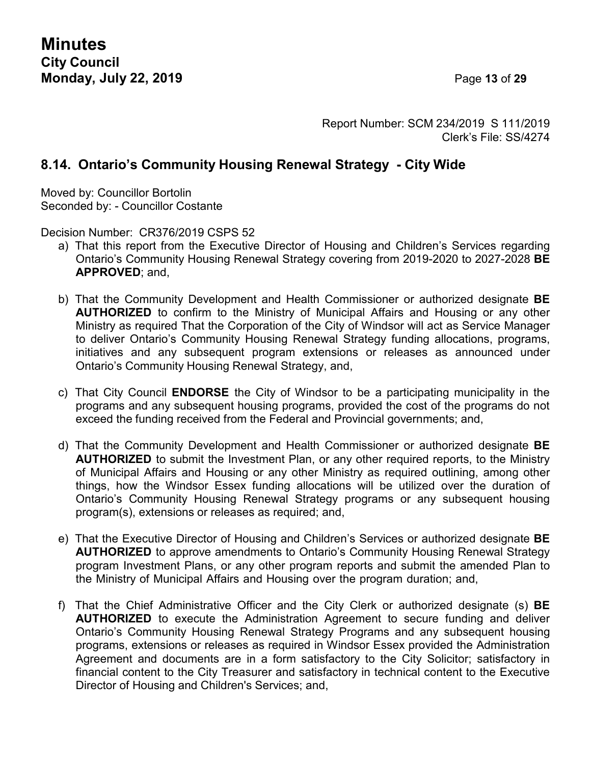Report Number: SCM 234/2019 S 111/2019
Clerk's File: SS/4274

## 8.14. Ontario's Community Housing Renewal Strategy - City Wide

Moved by: Councillor Bortolin
Seconded by: - Councillor Costante

Decision Number: CR376/2019 CSPS 52

a) That this report from the Executive Director of Housing and Children's Services regarding Ontario's Community Housing Renewal Strategy covering from 2019-2020 to 2027-2028 **BE APPROVED**; and,

b) That the Community Development and Health Commissioner or authorized designate **BE AUTHORIZED** to confirm to the Ministry of Municipal Affairs and Housing or any other Ministry as required That the Corporation of the City of Windsor will act as Service Manager to deliver Ontario's Community Housing Renewal Strategy funding allocations, programs, initiatives and any subsequent program extensions or releases as announced under Ontario's Community Housing Renewal Strategy, and,

c) That City Council **ENDORSE** the City of Windsor to be a participating municipality in the programs and any subsequent housing programs, provided the cost of the programs do not exceed the funding received from the Federal and Provincial governments; and,

d) That the Community Development and Health Commissioner or authorized designate **BE AUTHORIZED** to submit the Investment Plan, or any other required reports, to the Ministry of Municipal Affairs and Housing or any other Ministry as required outlining, among other things, how the Windsor Essex funding allocations will be utilized over the duration of Ontario's Community Housing Renewal Strategy programs or any subsequent housing program(s), extensions or releases as required; and,

e) That the Executive Director of Housing and Children's Services or authorized designate **BE AUTHORIZED** to approve amendments to Ontario's Community Housing Renewal Strategy program Investment Plans, or any other program reports and submit the amended Plan to the Ministry of Municipal Affairs and Housing over the program duration; and,

f) That the Chief Administrative Officer and the City Clerk or authorized designate (s) **BE AUTHORIZED** to execute the Administration Agreement to secure funding and deliver Ontario's Community Housing Renewal Strategy Programs and any subsequent housing programs, extensions or releases as required in Windsor Essex provided the Administration Agreement and documents are in a form satisfactory to the City Solicitor; satisfactory in financial content to the City Treasurer and satisfactory in technical content to the Executive Director of Housing and Children's Services; and,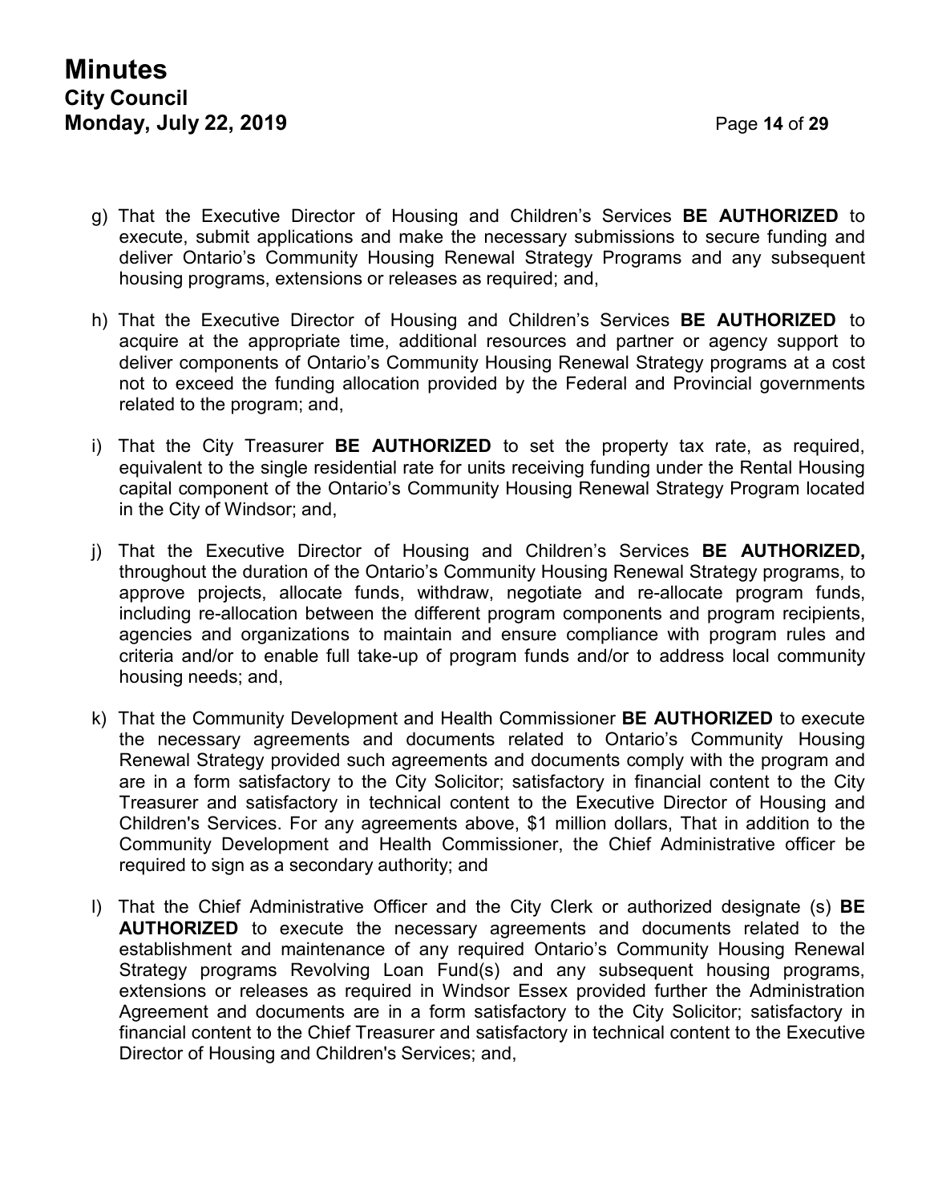g) That the Executive Director of Housing and Children's Services **BE AUTHORIZED** to execute, submit applications and make the necessary submissions to secure funding and deliver Ontario's Community Housing Renewal Strategy Programs and any subsequent housing programs, extensions or releases as required; and,

h) That the Executive Director of Housing and Children's Services **BE AUTHORIZED** to acquire at the appropriate time, additional resources and partner or agency support to deliver components of Ontario's Community Housing Renewal Strategy programs at a cost not to exceed the funding allocation provided by the Federal and Provincial governments related to the program; and,

i) That the City Treasurer **BE AUTHORIZED** to set the property tax rate, as required, equivalent to the single residential rate for units receiving funding under the Rental Housing capital component of the Ontario's Community Housing Renewal Strategy Program located in the City of Windsor; and,

j) That the Executive Director of Housing and Children's Services **BE AUTHORIZED,** throughout the duration of the Ontario's Community Housing Renewal Strategy programs, to approve projects, allocate funds, withdraw, negotiate and re-allocate program funds, including re-allocation between the different program components and program recipients, agencies and organizations to maintain and ensure compliance with program rules and criteria and/or to enable full take-up of program funds and/or to address local community housing needs; and,

k) That the Community Development and Health Commissioner **BE AUTHORIZED** to execute the necessary agreements and documents related to Ontario's Community Housing Renewal Strategy provided such agreements and documents comply with the program and are in a form satisfactory to the City Solicitor; satisfactory in financial content to the City Treasurer and satisfactory in technical content to the Executive Director of Housing and Children's Services. For any agreements above, $1 million dollars, That in addition to the Community Development and Health Commissioner, the Chief Administrative officer be required to sign as a secondary authority; and

l) That the Chief Administrative Officer and the City Clerk or authorized designate (s) **BE AUTHORIZED** to execute the necessary agreements and documents related to the establishment and maintenance of any required Ontario's Community Housing Renewal Strategy programs Revolving Loan Fund(s) and any subsequent housing programs, extensions or releases as required in Windsor Essex provided further the Administration Agreement and documents are in a form satisfactory to the City Solicitor; satisfactory in financial content to the Chief Treasurer and satisfactory in technical content to the Executive Director of Housing and Children's Services; and,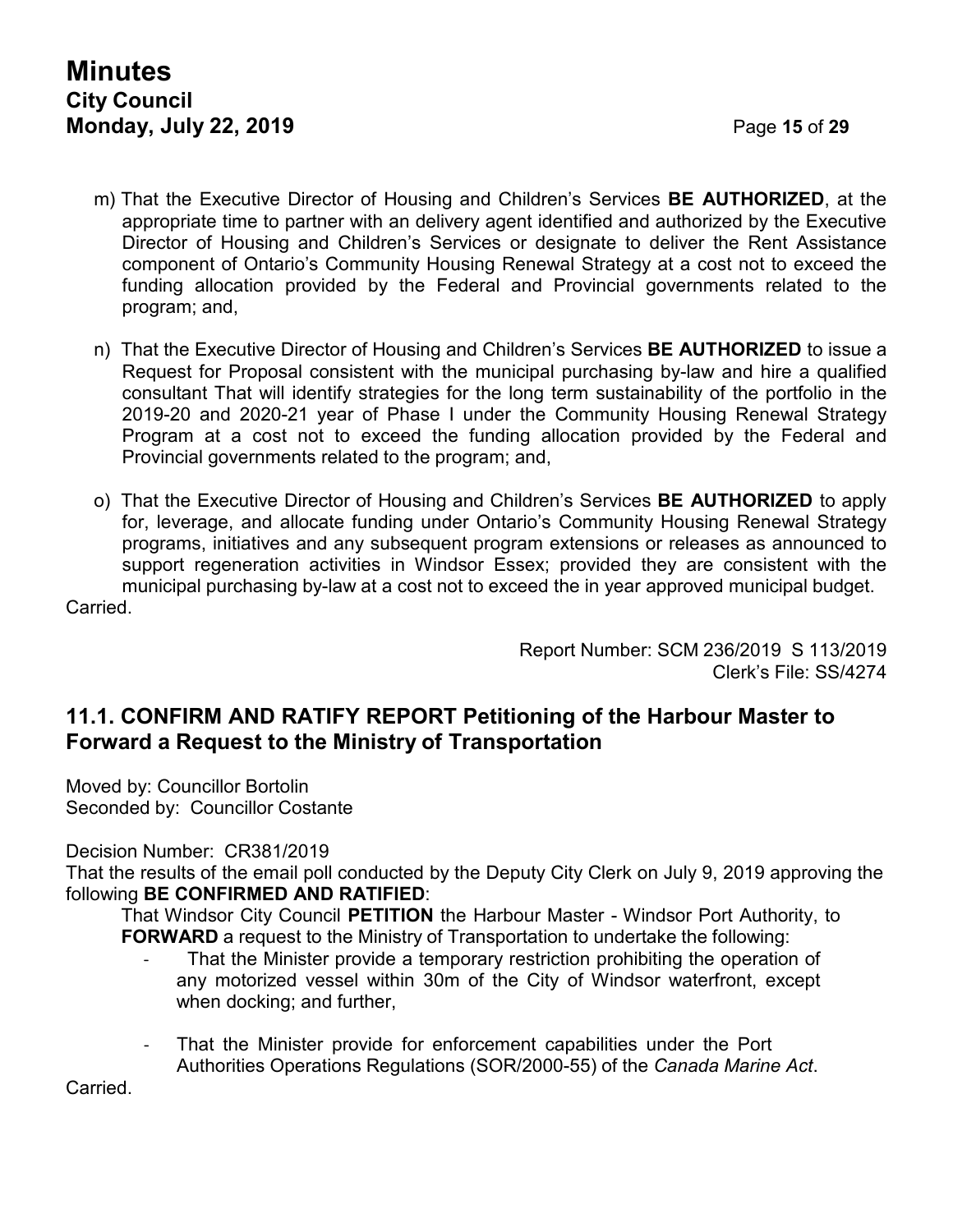m) That the Executive Director of Housing and Children's Services **BE AUTHORIZED**, at the appropriate time to partner with an delivery agent identified and authorized by the Executive Director of Housing and Children's Services or designate to deliver the Rent Assistance component of Ontario's Community Housing Renewal Strategy at a cost not to exceed the funding allocation provided by the Federal and Provincial governments related to the program; and,

n) That the Executive Director of Housing and Children's Services **BE AUTHORIZED** to issue a Request for Proposal consistent with the municipal purchasing by-law and hire a qualified consultant That will identify strategies for the long term sustainability of the portfolio in the 2019-20 and 2020-21 year of Phase I under the Community Housing Renewal Strategy Program at a cost not to exceed the funding allocation provided by the Federal and Provincial governments related to the program; and,

o) That the Executive Director of Housing and Children's Services **BE AUTHORIZED** to apply for, leverage, and allocate funding under Ontario's Community Housing Renewal Strategy programs, initiatives and any subsequent program extensions or releases as announced to support regeneration activities in Windsor Essex; provided they are consistent with the municipal purchasing by-law at a cost not to exceed the in year approved municipal budget.

Carried.

Report Number: SCM 236/2019 S 113/2019
Clerk's File: SS/4274

## 11.1. CONFIRM AND RATIFY REPORT Petitioning of the Harbour Master to Forward a Request to the Ministry of Transportation

Moved by: Councillor Bortolin
Seconded by: Councillor Costante

Decision Number: CR381/2019
That the results of the email poll conducted by the Deputy City Clerk on July 9, 2019 approving the following **BE CONFIRMED AND RATIFIED**:

That Windsor City Council **PETITION** the Harbour Master - Windsor Port Authority, to **FORWARD** a request to the Ministry of Transportation to undertake the following:

- That the Minister provide a temporary restriction prohibiting the operation of any motorized vessel within 30m of the City of Windsor waterfront, except when docking; and further,
- That the Minister provide for enforcement capabilities under the Port Authorities Operations Regulations (SOR/2000-55) of the *Canada Marine Act*.

Carried.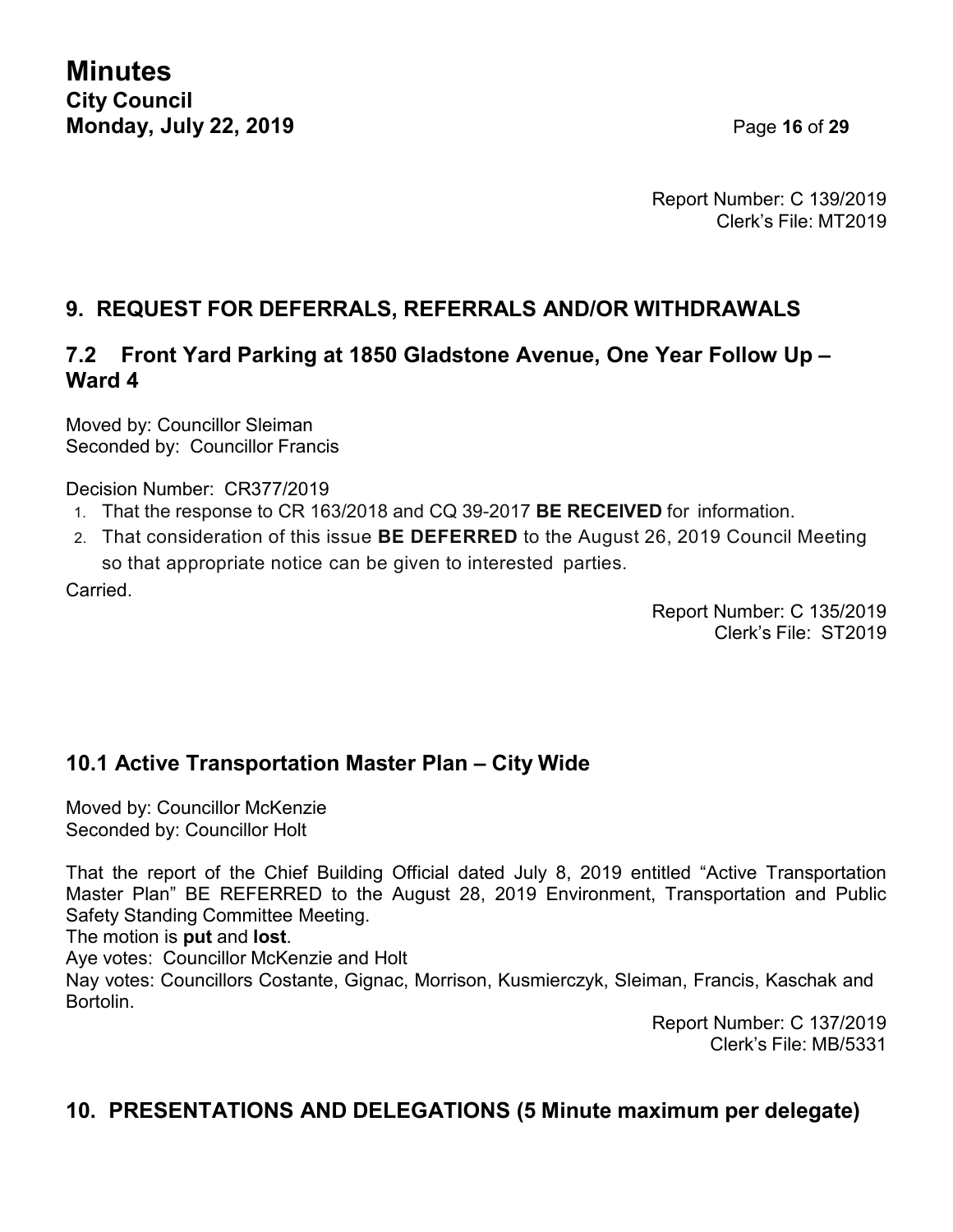Report Number: C 139/2019
Clerk's File: MT2019

## 9. REQUEST FOR DEFERRALS, REFERRALS AND/OR WITHDRAWALS

## 7.2 Front Yard Parking at 1850 Gladstone Avenue, One Year Follow Up – Ward 4

Moved by: Councillor Sleiman
Seconded by: Councillor Francis

Decision Number: CR377/2019

1. That the response to CR 163/2018 and CQ 39-2017 **BE RECEIVED** for information.
2. That consideration of this issue **BE DEFERRED** to the August 26, 2019 Council Meeting so that appropriate notice can be given to interested parties.

Carried.

Report Number: C 135/2019
Clerk's File: ST2019

## 10.1 Active Transportation Master Plan – City Wide

Moved by: Councillor McKenzie
Seconded by: Councillor Holt

That the report of the Chief Building Official dated July 8, 2019 entitled "Active Transportation Master Plan" BE REFERRED to the August 28, 2019 Environment, Transportation and Public Safety Standing Committee Meeting.
The motion is **put** and **lost**.
Aye votes: Councillor McKenzie and Holt
Nay votes: Councillors Costante, Gignac, Morrison, Kusmierczyk, Sleiman, Francis, Kaschak and Bortolin.

Report Number: C 137/2019
Clerk's File: MB/5331

## 10. PRESENTATIONS AND DELEGATIONS (5 Minute maximum per delegate)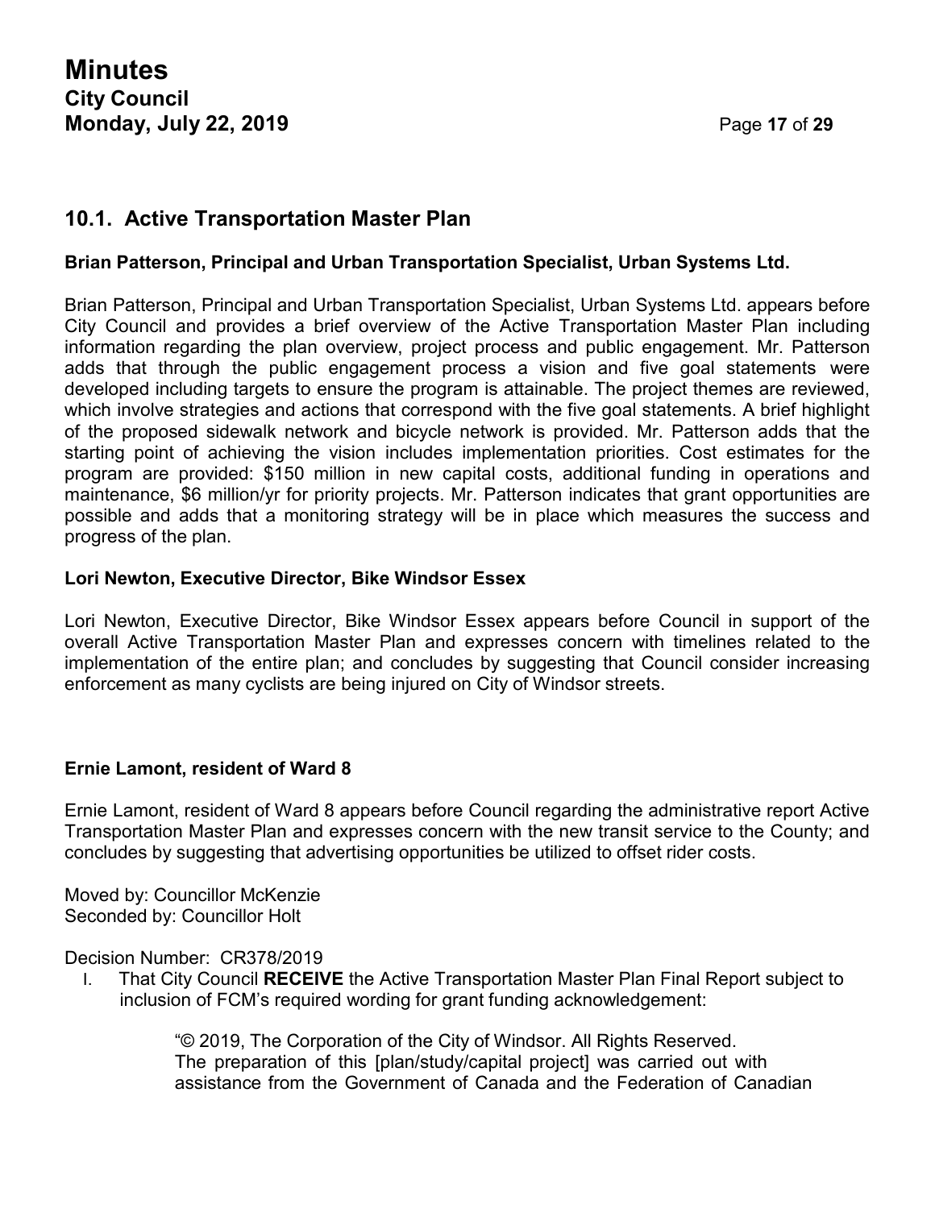## 10.1. Active Transportation Master Plan

**Brian Patterson, Principal and Urban Transportation Specialist, Urban Systems Ltd.**

Brian Patterson, Principal and Urban Transportation Specialist, Urban Systems Ltd. appears before City Council and provides a brief overview of the Active Transportation Master Plan including information regarding the plan overview, project process and public engagement. Mr. Patterson adds that through the public engagement process a vision and five goal statements were developed including targets to ensure the program is attainable. The project themes are reviewed, which involve strategies and actions that correspond with the five goal statements. A brief highlight of the proposed sidewalk network and bicycle network is provided. Mr. Patterson adds that the starting point of achieving the vision includes implementation priorities. Cost estimates for the program are provided: $150 million in new capital costs, additional funding in operations and maintenance, $6 million/yr for priority projects. Mr. Patterson indicates that grant opportunities are possible and adds that a monitoring strategy will be in place which measures the success and progress of the plan.

**Lori Newton, Executive Director, Bike Windsor Essex**

Lori Newton, Executive Director, Bike Windsor Essex appears before Council in support of the overall Active Transportation Master Plan and expresses concern with timelines related to the implementation of the entire plan; and concludes by suggesting that Council consider increasing enforcement as many cyclists are being injured on City of Windsor streets.

**Ernie Lamont, resident of Ward 8**

Ernie Lamont, resident of Ward 8 appears before Council regarding the administrative report Active Transportation Master Plan and expresses concern with the new transit service to the County; and concludes by suggesting that advertising opportunities be utilized to offset rider costs.

Moved by: Councillor McKenzie
Seconded by: Councillor Holt

Decision Number: CR378/2019

I. That City Council **RECEIVE** the Active Transportation Master Plan Final Report subject to inclusion of FCM's required wording for grant funding acknowledgement:

> "© 2019, The Corporation of the City of Windsor. All Rights Reserved. The preparation of this [plan/study/capital project] was carried out with assistance from the Government of Canada and the Federation of Canadian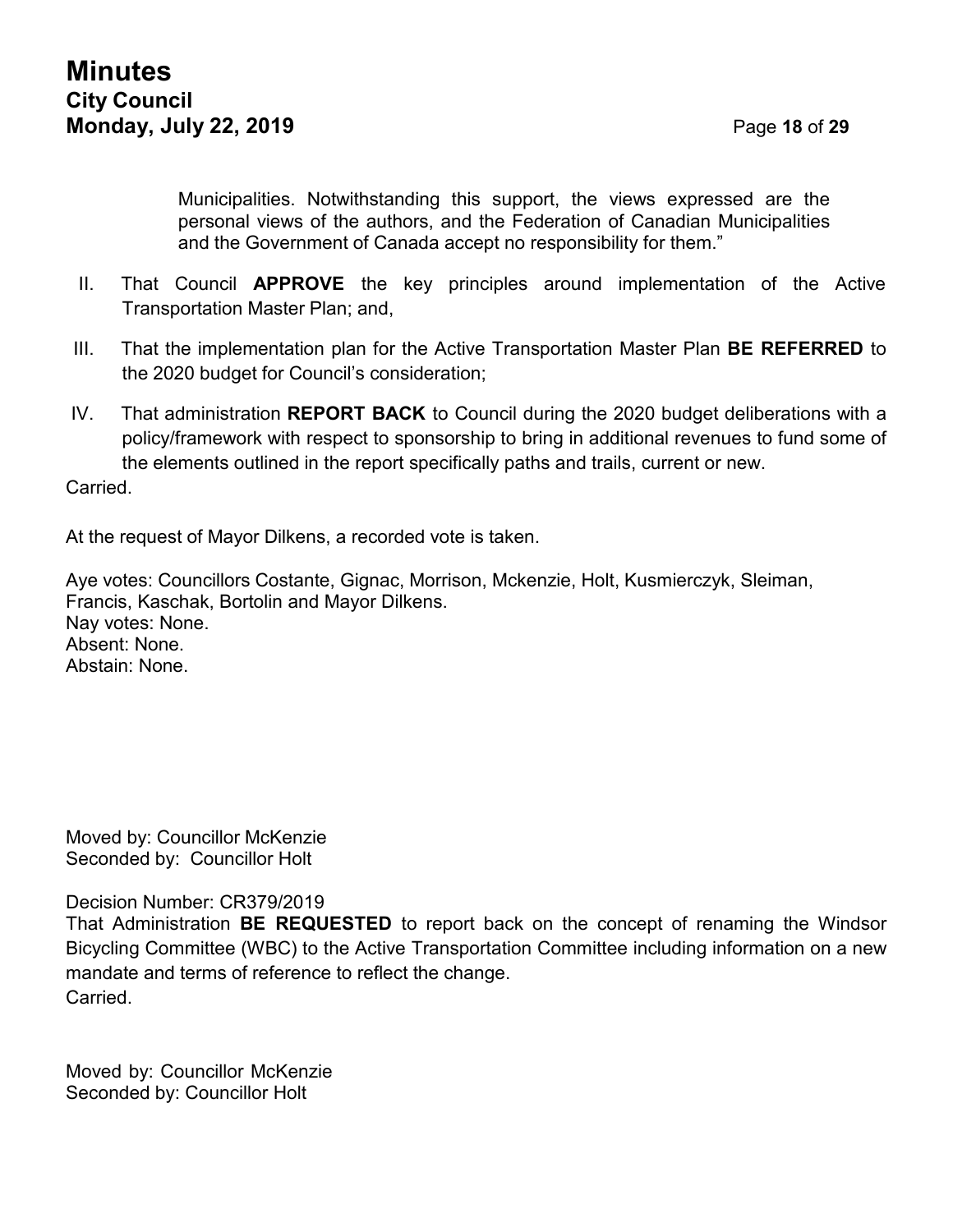Municipalities. Notwithstanding this support, the views expressed are the personal views of the authors, and the Federation of Canadian Municipalities and the Government of Canada accept no responsibility for them."

II. That Council **APPROVE** the key principles around implementation of the Active Transportation Master Plan; and,

III. That the implementation plan for the Active Transportation Master Plan **BE REFERRED** to the 2020 budget for Council's consideration;

IV. That administration **REPORT BACK** to Council during the 2020 budget deliberations with a policy/framework with respect to sponsorship to bring in additional revenues to fund some of the elements outlined in the report specifically paths and trails, current or new.

Carried.

At the request of Mayor Dilkens, a recorded vote is taken.

Aye votes: Councillors Costante, Gignac, Morrison, Mckenzie, Holt, Kusmierczyk, Sleiman, Francis, Kaschak, Bortolin and Mayor Dilkens.
Nay votes: None.
Absent: None.
Abstain: None.

Moved by: Councillor McKenzie
Seconded by: Councillor Holt

Decision Number: CR379/2019
That Administration **BE REQUESTED** to report back on the concept of renaming the Windsor Bicycling Committee (WBC) to the Active Transportation Committee including information on a new mandate and terms of reference to reflect the change.
Carried.

Moved by: Councillor McKenzie
Seconded by: Councillor Holt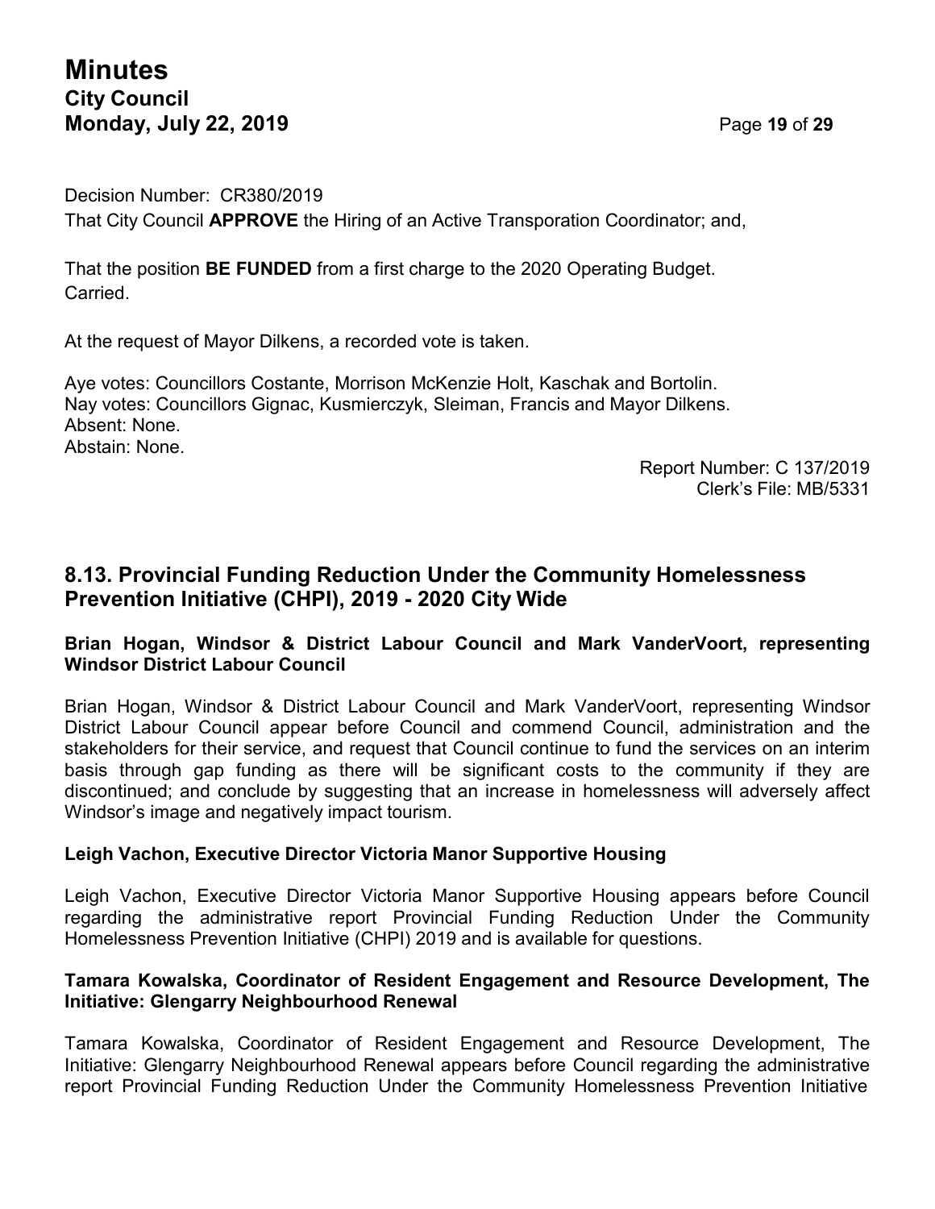Decision Number: CR380/2019
That City Council **APPROVE** the Hiring of an Active Transporation Coordinator; and,

That the position **BE FUNDED** from a first charge to the 2020 Operating Budget.
Carried.

At the request of Mayor Dilkens, a recorded vote is taken.

Aye votes: Councillors Costante, Morrison McKenzie Holt, Kaschak and Bortolin.
Nay votes: Councillors Gignac, Kusmierczyk, Sleiman, Francis and Mayor Dilkens.
Absent: None.
Abstain: None.

Report Number: C 137/2019
Clerk's File: MB/5331

## 8.13. Provincial Funding Reduction Under the Community Homelessness Prevention Initiative (CHPI), 2019 - 2020 City Wide

**Brian Hogan, Windsor & District Labour Council and Mark VanderVoort, representing Windsor District Labour Council**

Brian Hogan, Windsor & District Labour Council and Mark VanderVoort, representing Windsor District Labour Council appear before Council and commend Council, administration and the stakeholders for their service, and request that Council continue to fund the services on an interim basis through gap funding as there will be significant costs to the community if they are discontinued; and conclude by suggesting that an increase in homelessness will adversely affect Windsor's image and negatively impact tourism.

**Leigh Vachon, Executive Director Victoria Manor Supportive Housing**

Leigh Vachon, Executive Director Victoria Manor Supportive Housing appears before Council regarding the administrative report Provincial Funding Reduction Under the Community Homelessness Prevention Initiative (CHPI) 2019 and is available for questions.

**Tamara Kowalska, Coordinator of Resident Engagement and Resource Development, The Initiative: Glengarry Neighbourhood Renewal**

Tamara Kowalska, Coordinator of Resident Engagement and Resource Development, The Initiative: Glengarry Neighbourhood Renewal appears before Council regarding the administrative report Provincial Funding Reduction Under the Community Homelessness Prevention Initiative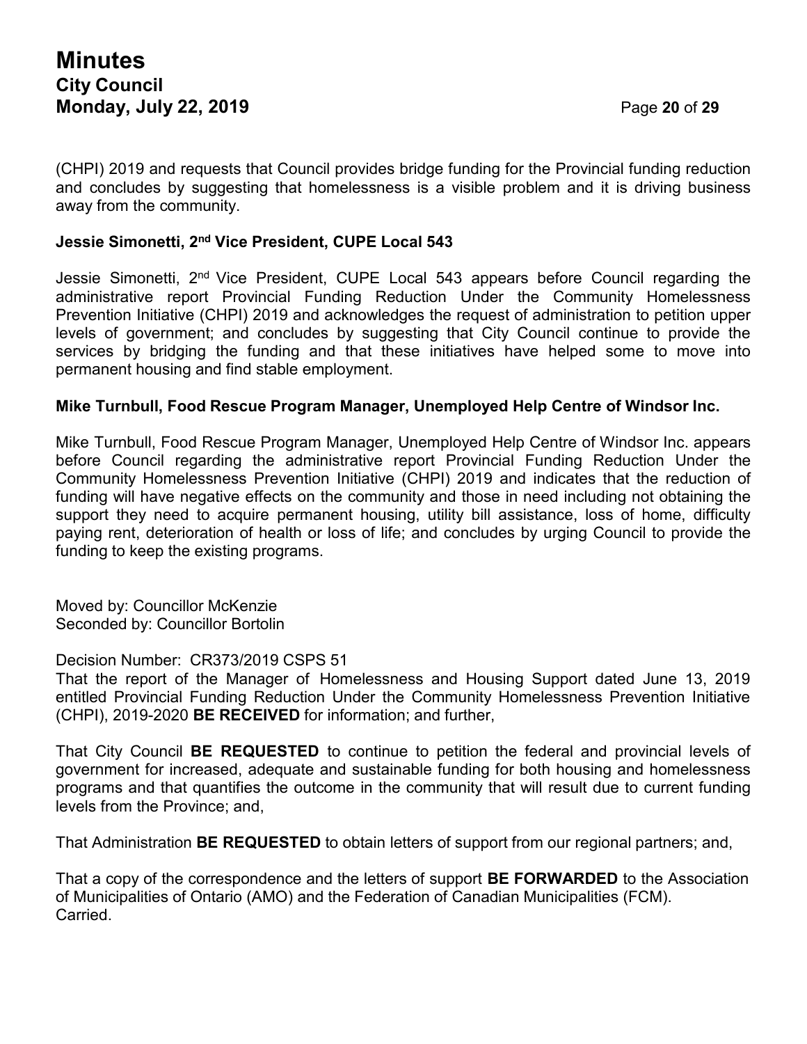(CHPI) 2019 and requests that Council provides bridge funding for the Provincial funding reduction and concludes by suggesting that homelessness is a visible problem and it is driving business away from the community.

**Jessie Simonetti, 2nd Vice President, CUPE Local 543**

Jessie Simonetti, 2nd Vice President, CUPE Local 543 appears before Council regarding the administrative report Provincial Funding Reduction Under the Community Homelessness Prevention Initiative (CHPI) 2019 and acknowledges the request of administration to petition upper levels of government; and concludes by suggesting that City Council continue to provide the services by bridging the funding and that these initiatives have helped some to move into permanent housing and find stable employment.

**Mike Turnbull, Food Rescue Program Manager, Unemployed Help Centre of Windsor Inc.**

Mike Turnbull, Food Rescue Program Manager, Unemployed Help Centre of Windsor Inc. appears before Council regarding the administrative report Provincial Funding Reduction Under the Community Homelessness Prevention Initiative (CHPI) 2019 and indicates that the reduction of funding will have negative effects on the community and those in need including not obtaining the support they need to acquire permanent housing, utility bill assistance, loss of home, difficulty paying rent, deterioration of health or loss of life; and concludes by urging Council to provide the funding to keep the existing programs.

Moved by: Councillor McKenzie
Seconded by: Councillor Bortolin

Decision Number: CR373/2019 CSPS 51
That the report of the Manager of Homelessness and Housing Support dated June 13, 2019 entitled Provincial Funding Reduction Under the Community Homelessness Prevention Initiative (CHPI), 2019-2020 **BE RECEIVED** for information; and further,

That City Council **BE REQUESTED** to continue to petition the federal and provincial levels of government for increased, adequate and sustainable funding for both housing and homelessness programs and that quantifies the outcome in the community that will result due to current funding levels from the Province; and,

That Administration **BE REQUESTED** to obtain letters of support from our regional partners; and,

That a copy of the correspondence and the letters of support **BE FORWARDED** to the Association of Municipalities of Ontario (AMO) and the Federation of Canadian Municipalities (FCM).
Carried.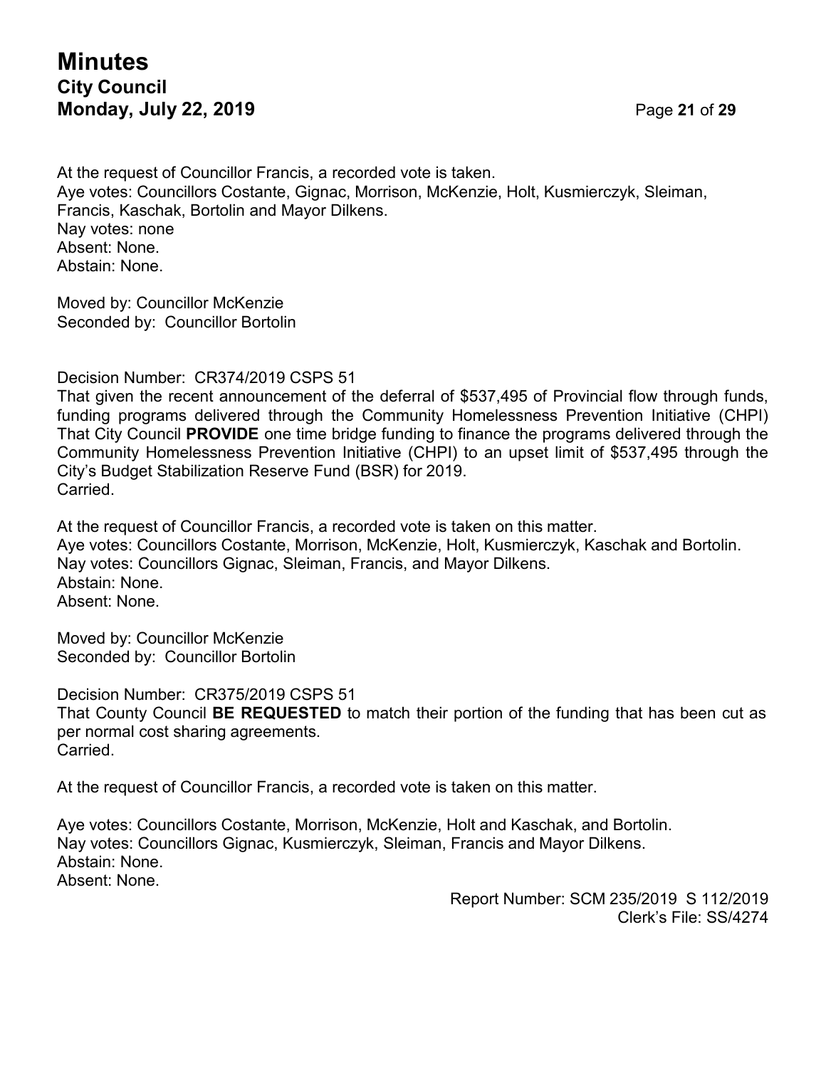At the request of Councillor Francis, a recorded vote is taken.
Aye votes: Councillors Costante, Gignac, Morrison, McKenzie, Holt, Kusmierczyk, Sleiman, Francis, Kaschak, Bortolin and Mayor Dilkens.
Nay votes: none
Absent: None.
Abstain: None.

Moved by: Councillor McKenzie
Seconded by: Councillor Bortolin

Decision Number: CR374/2019 CSPS 51
That given the recent announcement of the deferral of $537,495 of Provincial flow through funds, funding programs delivered through the Community Homelessness Prevention Initiative (CHPI) That City Council **PROVIDE** one time bridge funding to finance the programs delivered through the Community Homelessness Prevention Initiative (CHPI) to an upset limit of $537,495 through the City's Budget Stabilization Reserve Fund (BSR) for 2019.
Carried.

At the request of Councillor Francis, a recorded vote is taken on this matter.
Aye votes: Councillors Costante, Morrison, McKenzie, Holt, Kusmierczyk, Kaschak and Bortolin.
Nay votes: Councillors Gignac, Sleiman, Francis, and Mayor Dilkens.
Abstain: None.
Absent: None.

Moved by: Councillor McKenzie
Seconded by: Councillor Bortolin

Decision Number: CR375/2019 CSPS 51
That County Council **BE REQUESTED** to match their portion of the funding that has been cut as per normal cost sharing agreements.
Carried.

At the request of Councillor Francis, a recorded vote is taken on this matter.

Aye votes: Councillors Costante, Morrison, McKenzie, Holt and Kaschak, and Bortolin.
Nay votes: Councillors Gignac, Kusmierczyk, Sleiman, Francis and Mayor Dilkens.
Abstain: None.
Absent: None.

Report Number: SCM 235/2019 S 112/2019
Clerk's File: SS/4274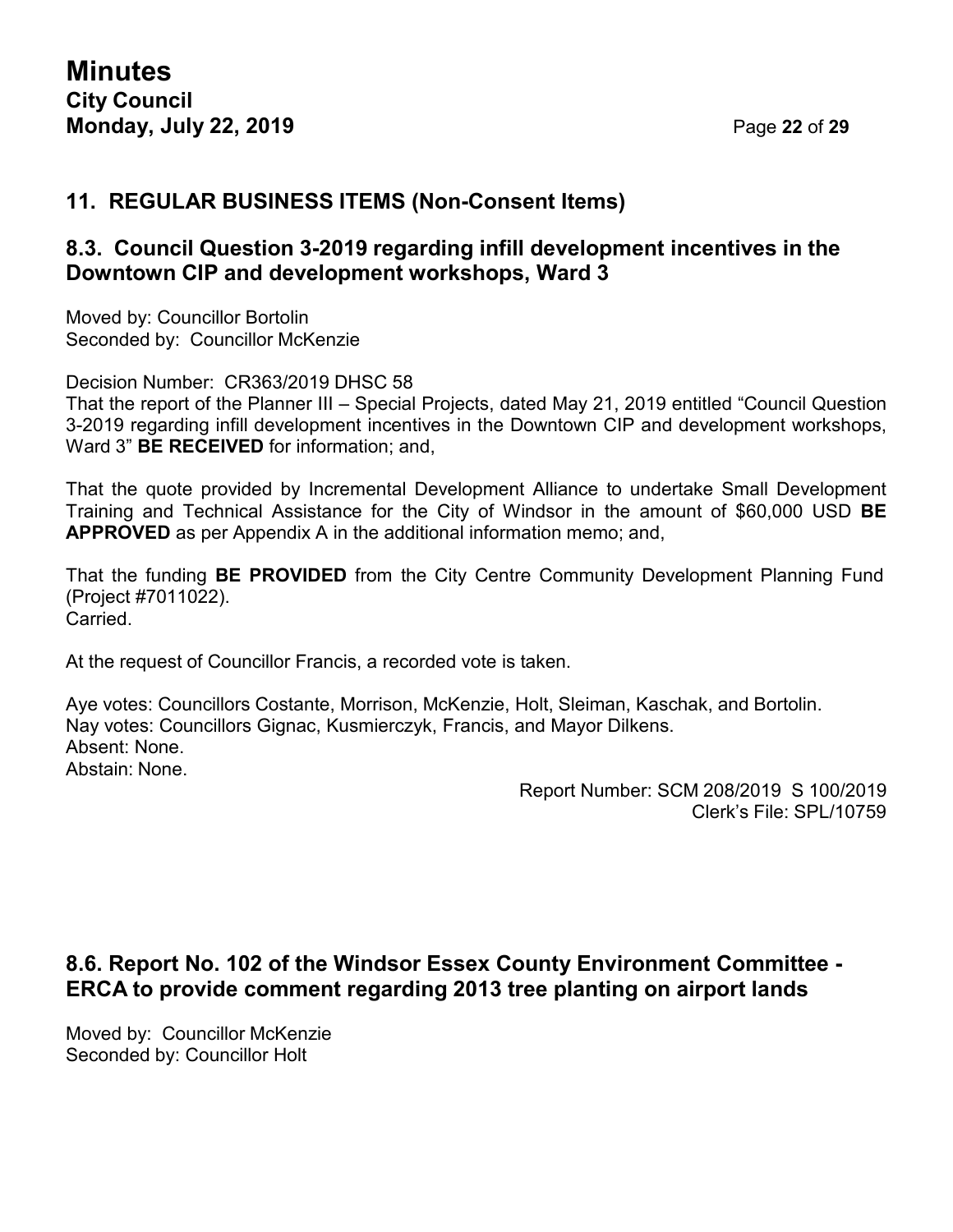## 11. REGULAR BUSINESS ITEMS (Non-Consent Items)

## 8.3. Council Question 3-2019 regarding infill development incentives in the Downtown CIP and development workshops, Ward 3

Moved by: Councillor Bortolin
Seconded by: Councillor McKenzie

Decision Number: CR363/2019 DHSC 58
That the report of the Planner III – Special Projects, dated May 21, 2019 entitled "Council Question 3-2019 regarding infill development incentives in the Downtown CIP and development workshops, Ward 3" **BE RECEIVED** for information; and,

That the quote provided by Incremental Development Alliance to undertake Small Development Training and Technical Assistance for the City of Windsor in the amount of $60,000 USD **BE APPROVED** as per Appendix A in the additional information memo; and,

That the funding **BE PROVIDED** from the City Centre Community Development Planning Fund (Project #7011022).
Carried.

At the request of Councillor Francis, a recorded vote is taken.

Aye votes: Councillors Costante, Morrison, McKenzie, Holt, Sleiman, Kaschak, and Bortolin.
Nay votes: Councillors Gignac, Kusmierczyk, Francis, and Mayor Dilkens.
Absent: None.
Abstain: None.

Report Number: SCM 208/2019 S 100/2019
Clerk's File: SPL/10759

## 8.6. Report No. 102 of the Windsor Essex County Environment Committee - ERCA to provide comment regarding 2013 tree planting on airport lands

Moved by: Councillor McKenzie
Seconded by: Councillor Holt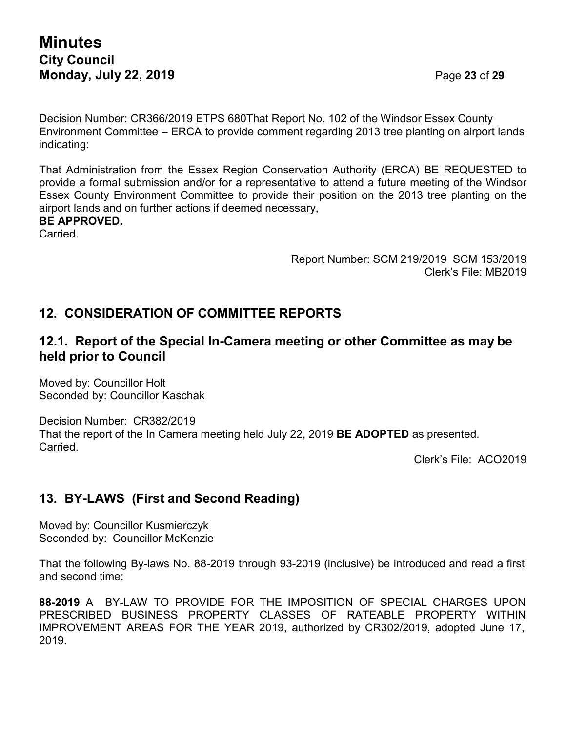Decision Number: CR366/2019 ETPS 680That Report No. 102 of the Windsor Essex County Environment Committee – ERCA to provide comment regarding 2013 tree planting on airport lands indicating:

That Administration from the Essex Region Conservation Authority (ERCA) BE REQUESTED to provide a formal submission and/or for a representative to attend a future meeting of the Windsor Essex County Environment Committee to provide their position on the 2013 tree planting on the airport lands and on further actions if deemed necessary,
**BE APPROVED.**
Carried.

Report Number: SCM 219/2019 SCM 153/2019
Clerk's File: MB2019

## 12. CONSIDERATION OF COMMITTEE REPORTS

### 12.1. Report of the Special In-Camera meeting or other Committee as may be held prior to Council

Moved by: Councillor Holt
Seconded by: Councillor Kaschak

Decision Number: CR382/2019
That the report of the In Camera meeting held July 22, 2019 **BE ADOPTED** as presented.
Carried.

Clerk's File: ACO2019

## 13. BY-LAWS (First and Second Reading)

Moved by: Councillor Kusmierczyk
Seconded by: Councillor McKenzie

That the following By-laws No. 88-2019 through 93-2019 (inclusive) be introduced and read a first and second time:

**88-2019** A BY-LAW TO PROVIDE FOR THE IMPOSITION OF SPECIAL CHARGES UPON PRESCRIBED BUSINESS PROPERTY CLASSES OF RATEABLE PROPERTY WITHIN IMPROVEMENT AREAS FOR THE YEAR 2019, authorized by CR302/2019, adopted June 17, 2019.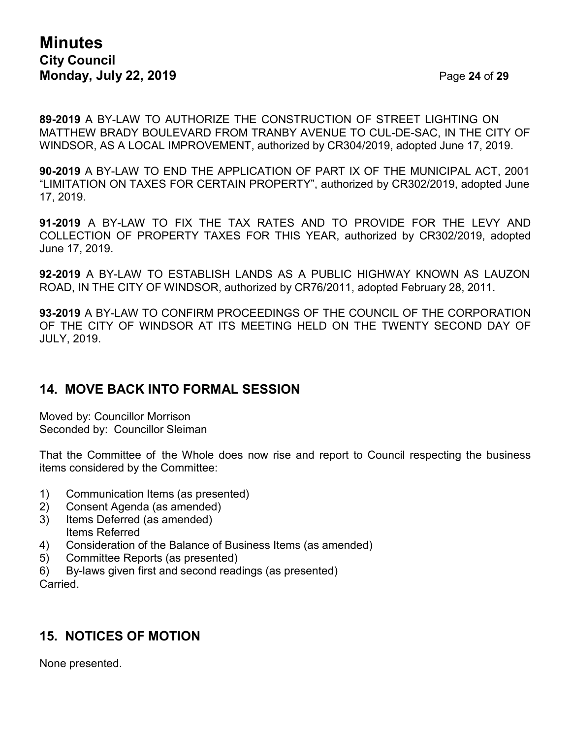**89-2019** A BY-LAW TO AUTHORIZE THE CONSTRUCTION OF STREET LIGHTING ON MATTHEW BRADY BOULEVARD FROM TRANBY AVENUE TO CUL-DE-SAC, IN THE CITY OF WINDSOR, AS A LOCAL IMPROVEMENT, authorized by CR304/2019, adopted June 17, 2019.

**90-2019** A BY-LAW TO END THE APPLICATION OF PART IX OF THE MUNICIPAL ACT, 2001 "LIMITATION ON TAXES FOR CERTAIN PROPERTY", authorized by CR302/2019, adopted June 17, 2019.

**91-2019** A BY-LAW TO FIX THE TAX RATES AND TO PROVIDE FOR THE LEVY AND COLLECTION OF PROPERTY TAXES FOR THIS YEAR, authorized by CR302/2019, adopted June 17, 2019.

**92-2019** A BY-LAW TO ESTABLISH LANDS AS A PUBLIC HIGHWAY KNOWN AS LAUZON ROAD, IN THE CITY OF WINDSOR, authorized by CR76/2011, adopted February 28, 2011.

**93-2019** A BY-LAW TO CONFIRM PROCEEDINGS OF THE COUNCIL OF THE CORPORATION OF THE CITY OF WINDSOR AT ITS MEETING HELD ON THE TWENTY SECOND DAY OF JULY, 2019.

## 14. MOVE BACK INTO FORMAL SESSION

Moved by: Councillor Morrison
Seconded by: Councillor Sleiman

That the Committee of the Whole does now rise and report to Council respecting the business items considered by the Committee:

1) Communication Items (as presented)
2) Consent Agenda (as amended)
3) Items Deferred (as amended)
   Items Referred
4) Consideration of the Balance of Business Items (as amended)
5) Committee Reports (as presented)
6) By-laws given first and second readings (as presented)

Carried.

## 15. NOTICES OF MOTION

None presented.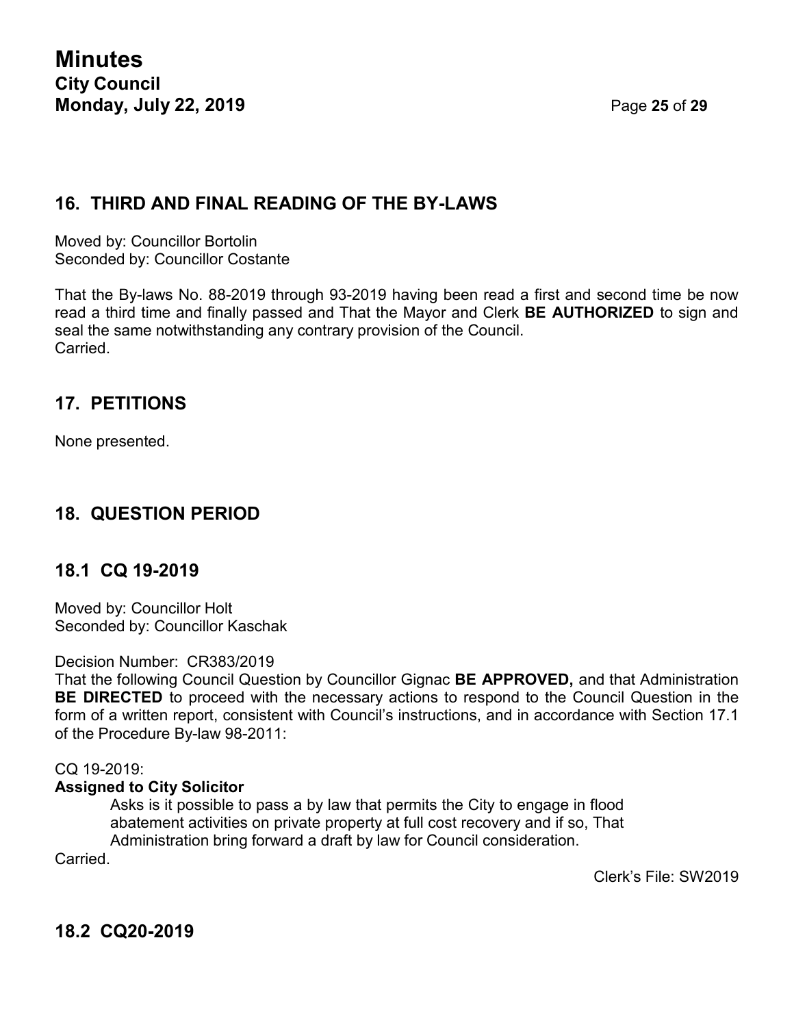## 16. THIRD AND FINAL READING OF THE BY-LAWS

Moved by: Councillor Bortolin
Seconded by: Councillor Costante

That the By-laws No. 88-2019 through 93-2019 having been read a first and second time be now read a third time and finally passed and That the Mayor and Clerk **BE AUTHORIZED** to sign and seal the same notwithstanding any contrary provision of the Council.
Carried.

## 17. PETITIONS

None presented.

## 18. QUESTION PERIOD

### 18.1 CQ 19-2019

Moved by: Councillor Holt
Seconded by: Councillor Kaschak

Decision Number: CR383/2019
That the following Council Question by Councillor Gignac **BE APPROVED,** and that Administration **BE DIRECTED** to proceed with the necessary actions to respond to the Council Question in the form of a written report, consistent with Council's instructions, and in accordance with Section 17.1 of the Procedure By-law 98-2011:

CQ 19-2019:
**Assigned to City Solicitor**

Asks is it possible to pass a by law that permits the City to engage in flood abatement activities on private property at full cost recovery and if so, That Administration bring forward a draft by law for Council consideration.

Carried.

Clerk's File: SW2019

### 18.2 CQ20-2019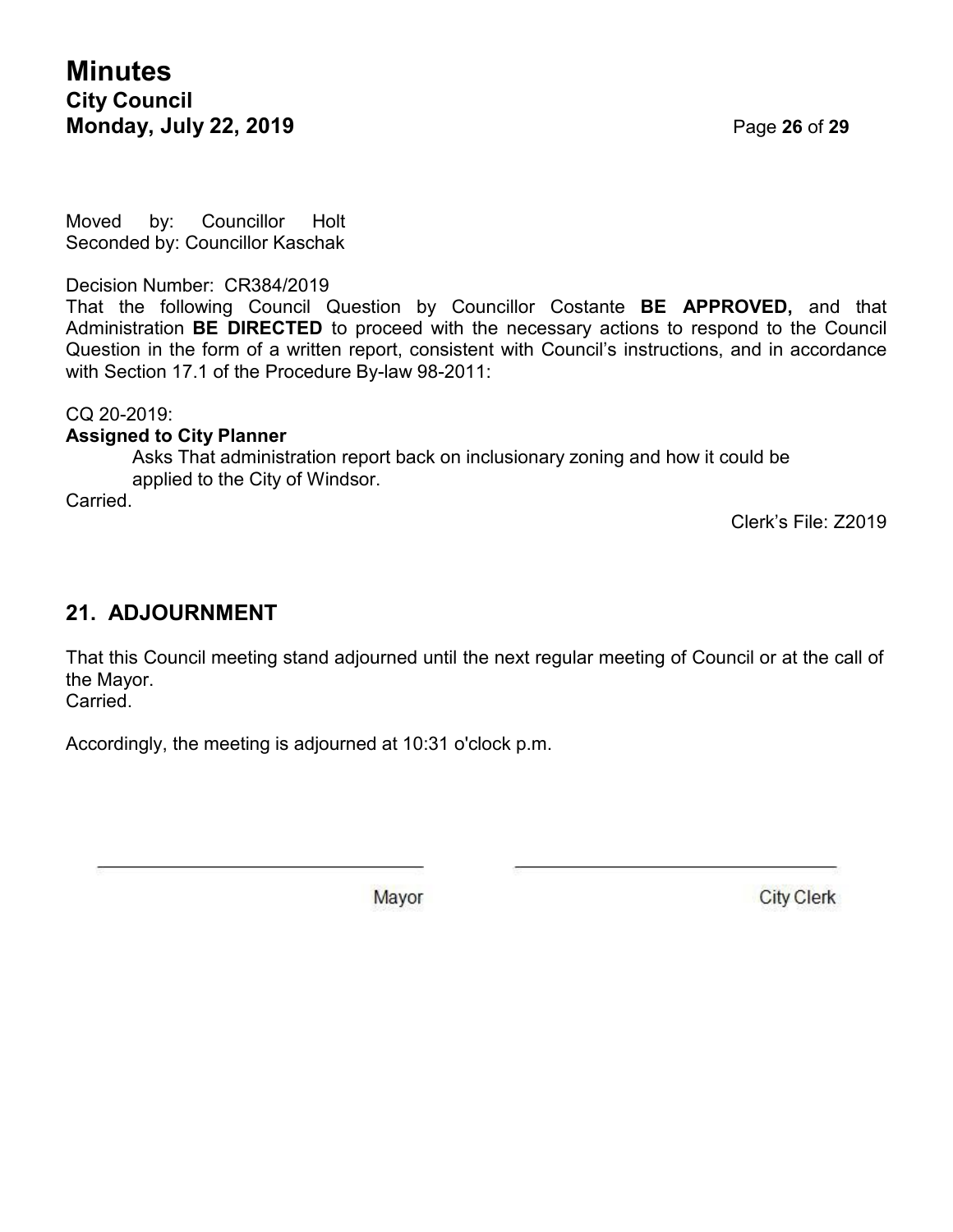Moved by: Councillor Holt
Seconded by: Councillor Kaschak

Decision Number: CR384/2019
That the following Council Question by Councillor Costante **BE APPROVED,** and that Administration **BE DIRECTED** to proceed with the necessary actions to respond to the Council Question in the form of a written report, consistent with Council's instructions, and in accordance with Section 17.1 of the Procedure By-law 98-2011:

CQ 20-2019:
**Assigned to City Planner**
Asks That administration report back on inclusionary zoning and how it could be applied to the City of Windsor.
Carried.

Clerk's File: Z2019

## 21. ADJOURNMENT

That this Council meeting stand adjourned until the next regular meeting of Council or at the call of the Mayor.
Carried.

Accordingly, the meeting is adjourned at 10:31 o'clock p.m.

Mayor

City Clerk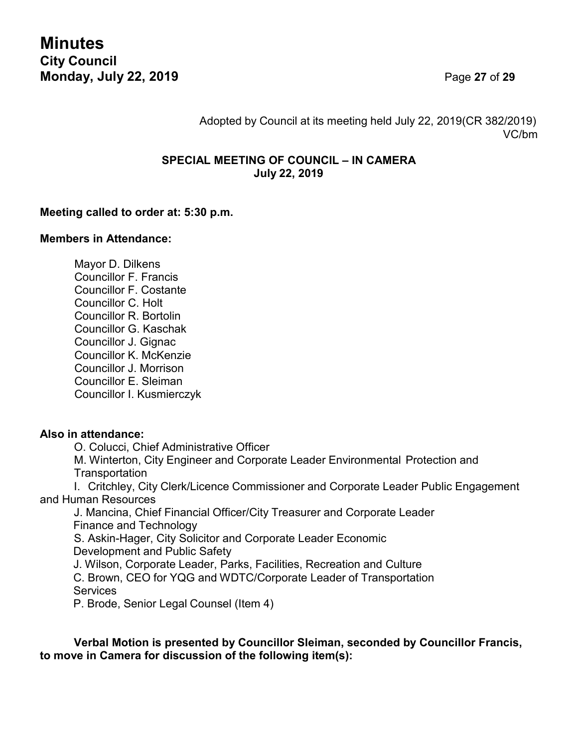Adopted by Council at its meeting held July 22, 2019(CR 382/2019)
VC/bm

**SPECIAL MEETING OF COUNCIL – IN CAMERA**
**July 22, 2019**

**Meeting called to order at: 5:30 p.m.**

**Members in Attendance:**

Mayor D. Dilkens
Councillor F. Francis
Councillor F. Costante
Councillor C. Holt
Councillor R. Bortolin
Councillor G. Kaschak
Councillor J. Gignac
Councillor K. McKenzie
Councillor J. Morrison
Councillor E. Sleiman
Councillor I. Kusmierczyk

**Also in attendance:**

O. Colucci, Chief Administrative Officer
M. Winterton, City Engineer and Corporate Leader Environmental Protection and Transportation
I. Critchley, City Clerk/Licence Commissioner and Corporate Leader Public Engagement and Human Resources
J. Mancina, Chief Financial Officer/City Treasurer and Corporate Leader Finance and Technology
S. Askin-Hager, City Solicitor and Corporate Leader Economic Development and Public Safety
J. Wilson, Corporate Leader, Parks, Facilities, Recreation and Culture
C. Brown, CEO for YQG and WDTC/Corporate Leader of Transportation Services
P. Brode, Senior Legal Counsel (Item 4)

**Verbal Motion is presented by Councillor Sleiman, seconded by Councillor Francis, to move in Camera for discussion of the following item(s):**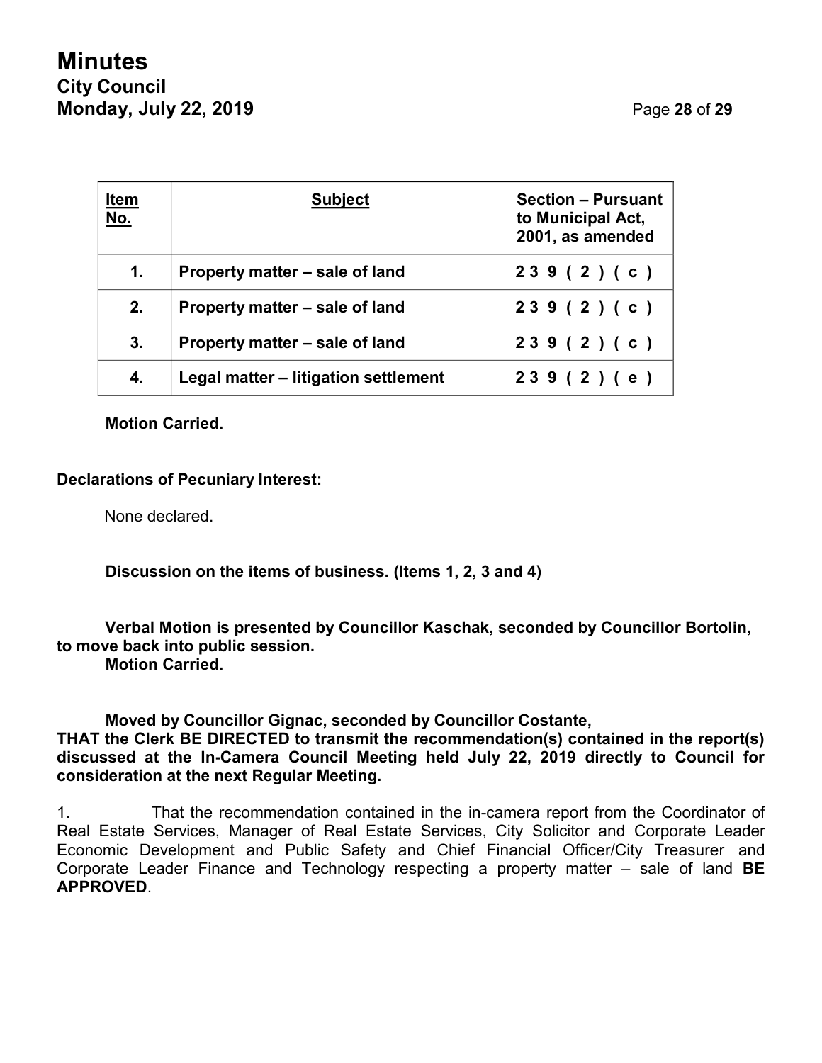| Item No. | Subject | Section – Pursuant to Municipal Act, 2001, as amended |
|---|---|---|
| 1. | Property matter – sale of land | 239 (2) (c) |
| 2. | Property matter – sale of land | 239 (2) (c) |
| 3. | Property matter – sale of land | 239 (2) (c) |
| 4. | Legal matter – litigation settlement | 239 (2) (e) |

**Motion Carried.**

**Declarations of Pecuniary Interest:**

None declared.

**Discussion on the items of business. (Items 1, 2, 3 and 4)**

**Verbal Motion is presented by Councillor Kaschak, seconded by Councillor Bortolin, to move back into public session.**
**Motion Carried.**

**Moved by Councillor Gignac, seconded by Councillor Costante,**
**THAT the Clerk BE DIRECTED to transmit the recommendation(s) contained in the report(s) discussed at the In-Camera Council Meeting held July 22, 2019 directly to Council for consideration at the next Regular Meeting.**

1. That the recommendation contained in the in-camera report from the Coordinator of Real Estate Services, Manager of Real Estate Services, City Solicitor and Corporate Leader Economic Development and Public Safety and Chief Financial Officer/City Treasurer and Corporate Leader Finance and Technology respecting a property matter – sale of land **BE APPROVED**.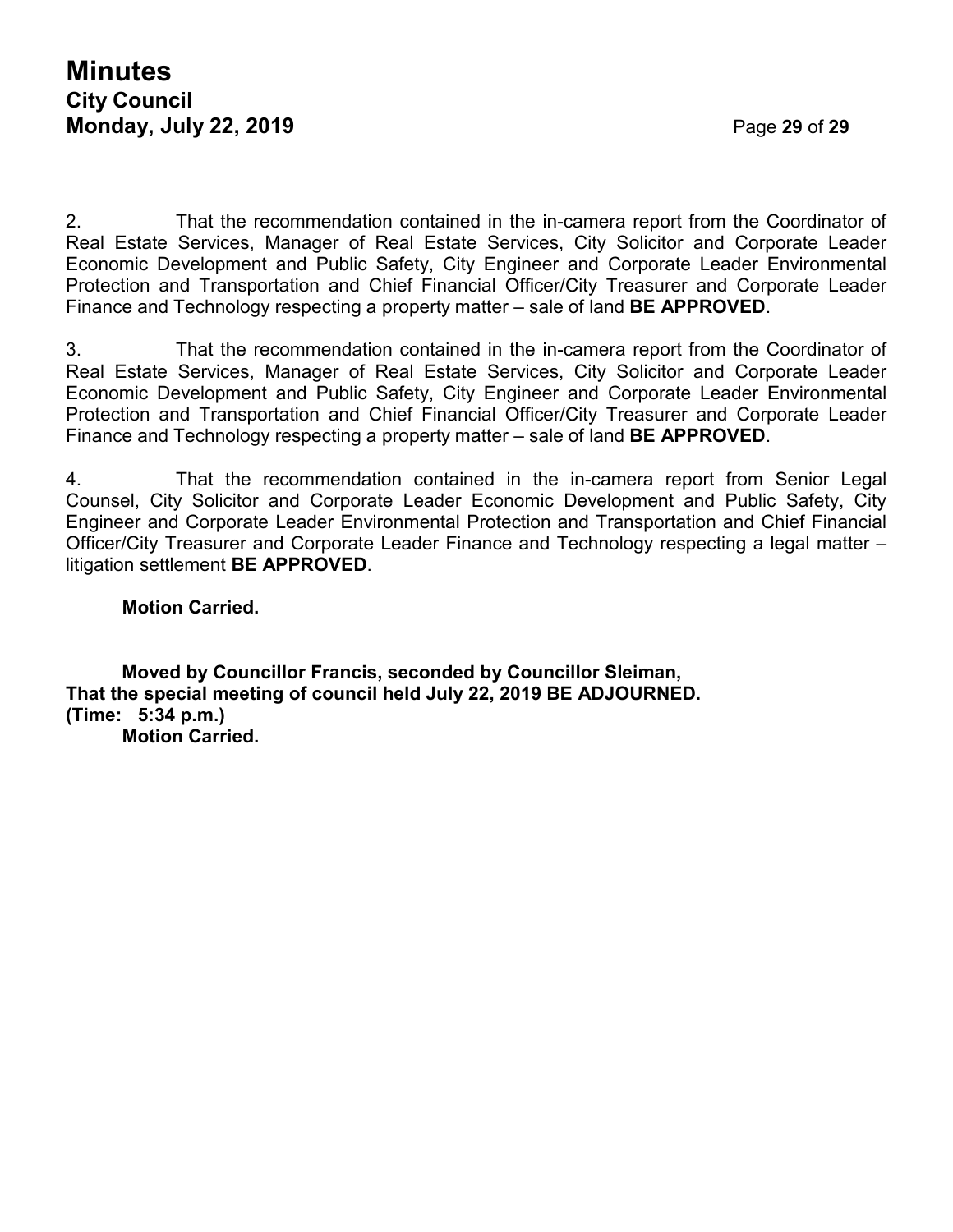2. That the recommendation contained in the in-camera report from the Coordinator of Real Estate Services, Manager of Real Estate Services, City Solicitor and Corporate Leader Economic Development and Public Safety, City Engineer and Corporate Leader Environmental Protection and Transportation and Chief Financial Officer/City Treasurer and Corporate Leader Finance and Technology respecting a property matter – sale of land **BE APPROVED**.

3. That the recommendation contained in the in-camera report from the Coordinator of Real Estate Services, Manager of Real Estate Services, City Solicitor and Corporate Leader Economic Development and Public Safety, City Engineer and Corporate Leader Environmental Protection and Transportation and Chief Financial Officer/City Treasurer and Corporate Leader Finance and Technology respecting a property matter – sale of land **BE APPROVED**.

4. That the recommendation contained in the in-camera report from Senior Legal Counsel, City Solicitor and Corporate Leader Economic Development and Public Safety, City Engineer and Corporate Leader Environmental Protection and Transportation and Chief Financial Officer/City Treasurer and Corporate Leader Finance and Technology respecting a legal matter – litigation settlement **BE APPROVED**.

**Motion Carried.**

**Moved by Councillor Francis, seconded by Councillor Sleiman, That the special meeting of council held July 22, 2019 BE ADJOURNED. (Time: 5:34 p.m.)**

**Motion Carried.**